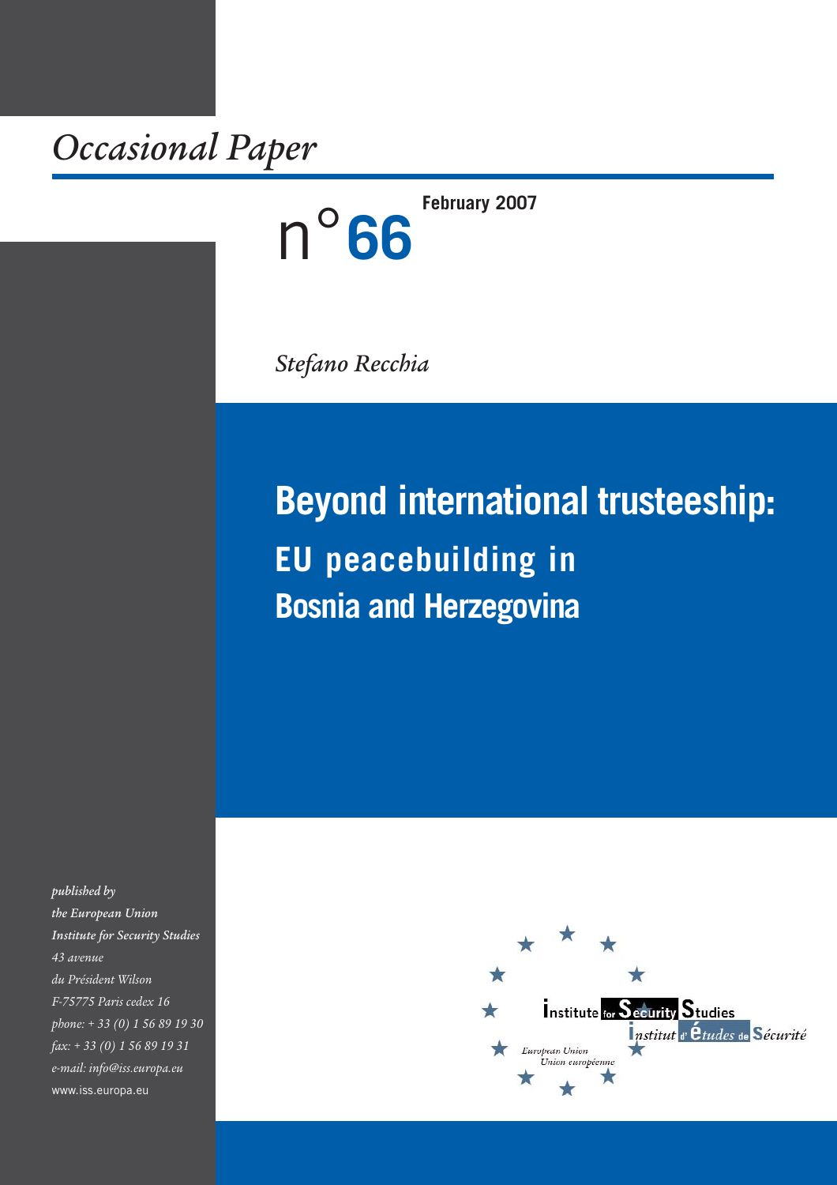*Occasional Paper*

n°**66**

**February 2007**

*Stefano Recchia*

# Beyond international trusteeship:

## EU peacebuilding in Bosnia and Herzegovina

*published by*
*the European Union*
*Institute for Security Studies*
*43 avenue*
*du Président Wilson*
*F-75775 Paris cedex 16*
*phone: + 33 (0) 1 56 89 19 30*
*fax: + 33 (0) 1 56 89 19 31*
*e-mail: info@iss.europa.eu*
www.iss.europa.eu

Institute for Security Studies
Institut d'études de Sécurité
European Union
Union européenne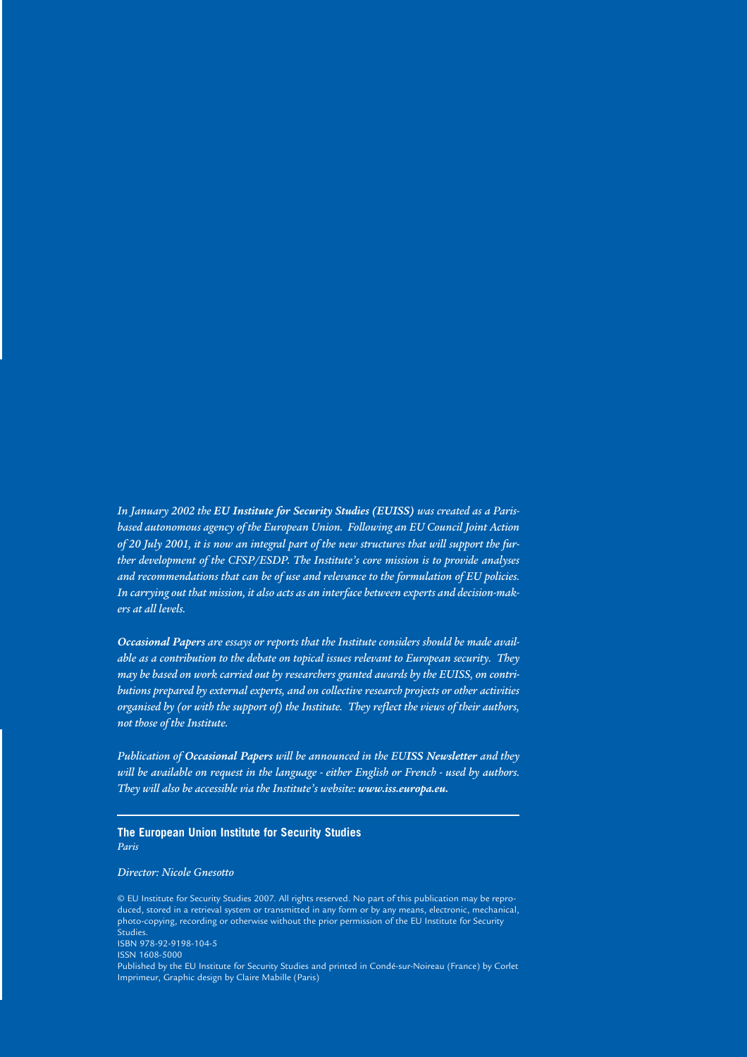*In January 2002 the **EU Institute for Security Studies (EUISS)** was created as a Paris-based autonomous agency of the European Union. Following an EU Council Joint Action of 20 July 2001, it is now an integral part of the new structures that will support the further development of the CFSP/ESDP. The Institute's core mission is to provide analyses and recommendations that can be of use and relevance to the formulation of EU policies. In carrying out that mission, it also acts as an interface between experts and decision-makers at all levels.*

***Occasional Papers** are essays or reports that the Institute considers should be made available as a contribution to the debate on topical issues relevant to European security. They may be based on work carried out by researchers granted awards by the EUISS, on contributions prepared by external experts, and on collective research projects or other activities organised by (or with the support of) the Institute. They reflect the views of their authors, not those of the Institute.*

*Publication of **Occasional Papers** will be announced in the **EUISS Newsletter** and they will be available on request in the language - either English or French - used by authors. They will also be accessible via the Institute's website: **www.iss.europa.eu.***

---

**The European Union Institute for Security Studies**
*Paris*

*Director: Nicole Gnesotto*

© EU Institute for Security Studies 2007. All rights reserved. No part of this publication may be reproduced, stored in a retrieval system or transmitted in any form or by any means, electronic, mechanical, photo-copying, recording or otherwise without the prior permission of the EU Institute for Security Studies.
ISBN 978-92-9198-104-5
ISSN 1608-5000
Published by the EU Institute for Security Studies and printed in Condé-sur-Noireau (France) by Corlet Imprimeur, Graphic design by Claire Mabille (Paris)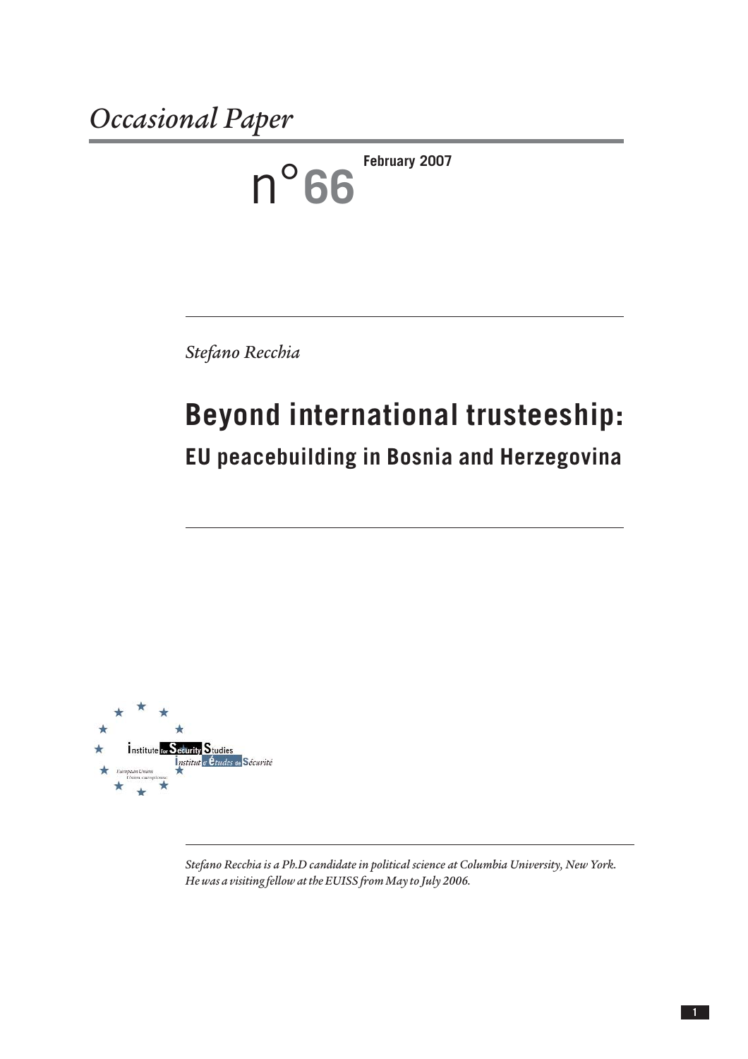# *Occasional Paper*

n°**66** **February 2007**

*Stefano Recchia*

# Beyond international trusteeship:

## EU peacebuilding in Bosnia and Herzegovina

*Stefano Recchia is a Ph.D candidate in political science at Columbia University, New York. He was a visiting fellow at the EUISS from May to July 2006.*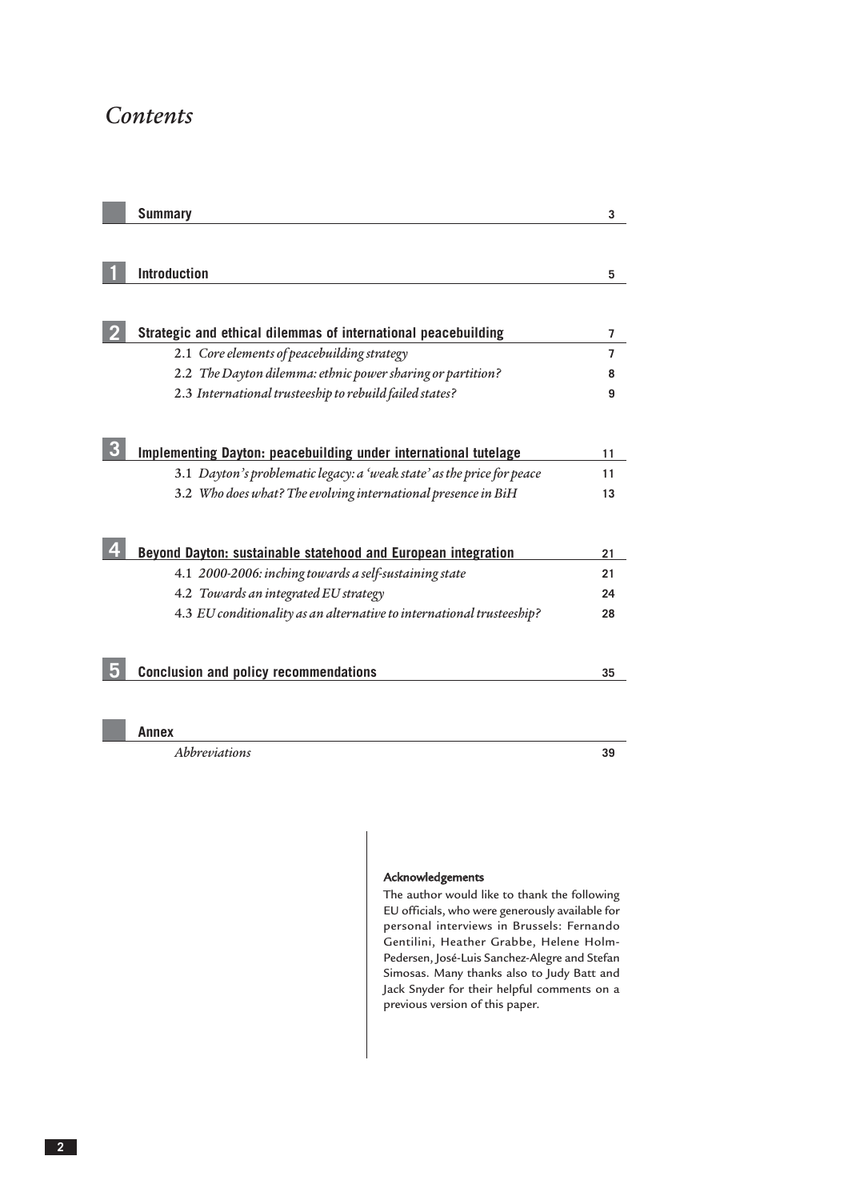# Contents

| | | |
|---|---|---|
| | **Summary** | **3** |
| **1** | **Introduction** | **5** |
| **2** | **Strategic and ethical dilemmas of international peacebuilding** | **7** |
| | 2.1 *Core elements of peacebuilding strategy* | 7 |
| | 2.2 *The Dayton dilemma: ethnic power sharing or partition?* | 8 |
| | 2.3 *International trusteeship to rebuild failed states?* | 9 |
| **3** | **Implementing Dayton: peacebuilding under international tutelage** | **11** |
| | 3.1 *Dayton's problematic legacy: a 'weak state' as the price for peace* | 11 |
| | 3.2 *Who does what? The evolving international presence in BiH* | 13 |
| **4** | **Beyond Dayton: sustainable statehood and European integration** | **21** |
| | 4.1 *2000-2006: inching towards a self-sustaining state* | 21 |
| | 4.2 *Towards an integrated EU strategy* | 24 |
| | 4.3 *EU conditionality as an alternative to international trusteeship?* | 28 |
| **5** | **Conclusion and policy recommendations** | **35** |
| | **Annex** | |
| | *Abbreviations* | 39 |

**Acknowledgements**

The author would like to thank the following EU officials, who were generously available for personal interviews in Brussels: Fernando Gentilini, Heather Grabbe, Helene Holm-Pedersen, José-Luis Sanchez-Alegre and Stefan Simosas. Many thanks also to Judy Batt and Jack Snyder for their helpful comments on a previous version of this paper.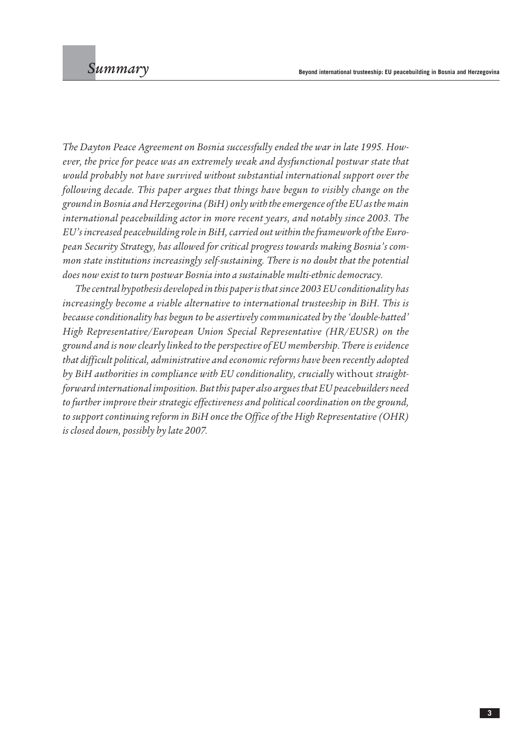# Summary

*The Dayton Peace Agreement on Bosnia successfully ended the war in late 1995. However, the price for peace was an extremely weak and dysfunctional postwar state that would probably not have survived without substantial international support over the following decade. This paper argues that things have begun to visibly change on the ground in Bosnia and Herzegovina (BiH) only with the emergence of the EU as the main international peacebuilding actor in more recent years, and notably since 2003. The EU's increased peacebuilding role in BiH, carried out within the framework of the European Security Strategy, has allowed for critical progress towards making Bosnia's common state institutions increasingly self-sustaining. There is no doubt that the potential does now exist to turn postwar Bosnia into a sustainable multi-ethnic democracy.*

*The central hypothesis developed in this paper is that since 2003 EU conditionality has increasingly become a viable alternative to international trusteeship in BiH. This is because conditionality has begun to be assertively communicated by the 'double-hatted' High Representative/European Union Special Representative (HR/EUSR) on the ground and is now clearly linked to the perspective of EU membership. There is evidence that difficult political, administrative and economic reforms have been recently adopted by BiH authorities in compliance with EU conditionality, crucially* without *straightforward international imposition. But this paper also argues that EU peacebuilders need to further improve their strategic effectiveness and political coordination on the ground, to support continuing reform in BiH once the Office of the High Representative (OHR) is closed down, possibly by late 2007.*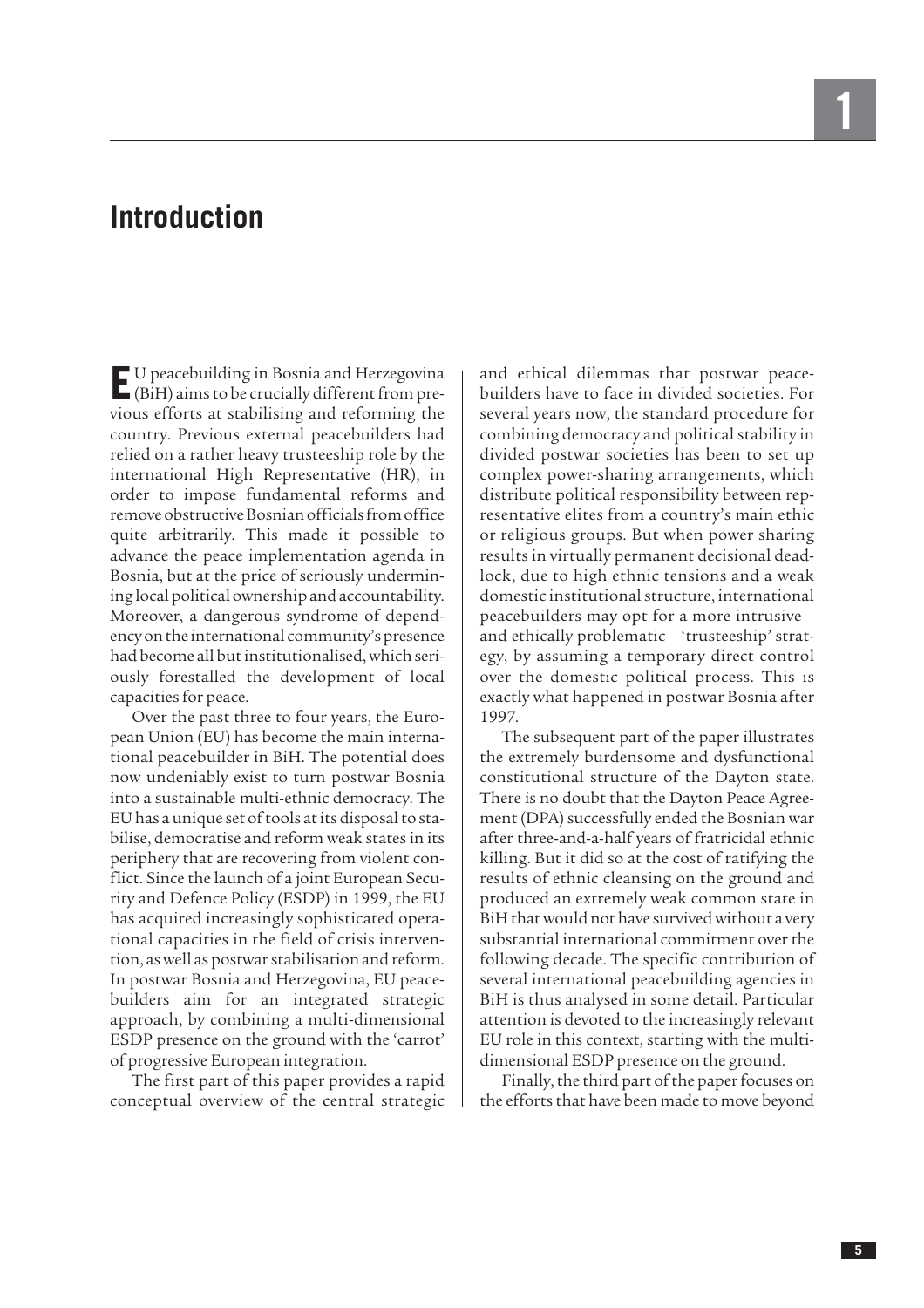# Introduction

EU peacebuilding in Bosnia and Herzegovina (BiH) aims to be crucially different from previous efforts at stabilising and reforming the country. Previous external peacebuilders had relied on a rather heavy trusteeship role by the international High Representative (HR), in order to impose fundamental reforms and remove obstructive Bosnian officials from office quite arbitrarily. This made it possible to advance the peace implementation agenda in Bosnia, but at the price of seriously undermining local political ownership and accountability. Moreover, a dangerous syndrome of dependency on the international community's presence had become all but institutionalised, which seriously forestalled the development of local capacities for peace.

Over the past three to four years, the European Union (EU) has become the main international peacebuilder in BiH. The potential does now undeniably exist to turn postwar Bosnia into a sustainable multi-ethnic democracy. The EU has a unique set of tools at its disposal to stabilise, democratise and reform weak states in its periphery that are recovering from violent conflict. Since the launch of a joint European Security and Defence Policy (ESDP) in 1999, the EU has acquired increasingly sophisticated operational capacities in the field of crisis intervention, as well as postwar stabilisation and reform. In postwar Bosnia and Herzegovina, EU peacebuilders aim for an integrated strategic approach, by combining a multi-dimensional ESDP presence on the ground with the 'carrot' of progressive European integration.

The first part of this paper provides a rapid conceptual overview of the central strategic and ethical dilemmas that postwar peacebuilders have to face in divided societies. For several years now, the standard procedure for combining democracy and political stability in divided postwar societies has been to set up complex power-sharing arrangements, which distribute political responsibility between representative elites from a country's main ethic or religious groups. But when power sharing results in virtually permanent decisional deadlock, due to high ethnic tensions and a weak domestic institutional structure, international peacebuilders may opt for a more intrusive – and ethically problematic – 'trusteeship' strategy, by assuming a temporary direct control over the domestic political process. This is exactly what happened in postwar Bosnia after 1997.

The subsequent part of the paper illustrates the extremely burdensome and dysfunctional constitutional structure of the Dayton state. There is no doubt that the Dayton Peace Agreement (DPA) successfully ended the Bosnian war after three-and-a-half years of fratricidal ethnic killing. But it did so at the cost of ratifying the results of ethnic cleansing on the ground and produced an extremely weak common state in BiH that would not have survived without a very substantial international commitment over the following decade. The specific contribution of several international peacebuilding agencies in BiH is thus analysed in some detail. Particular attention is devoted to the increasingly relevant EU role in this context, starting with the multi-dimensional ESDP presence on the ground.

Finally, the third part of the paper focuses on the efforts that have been made to move beyond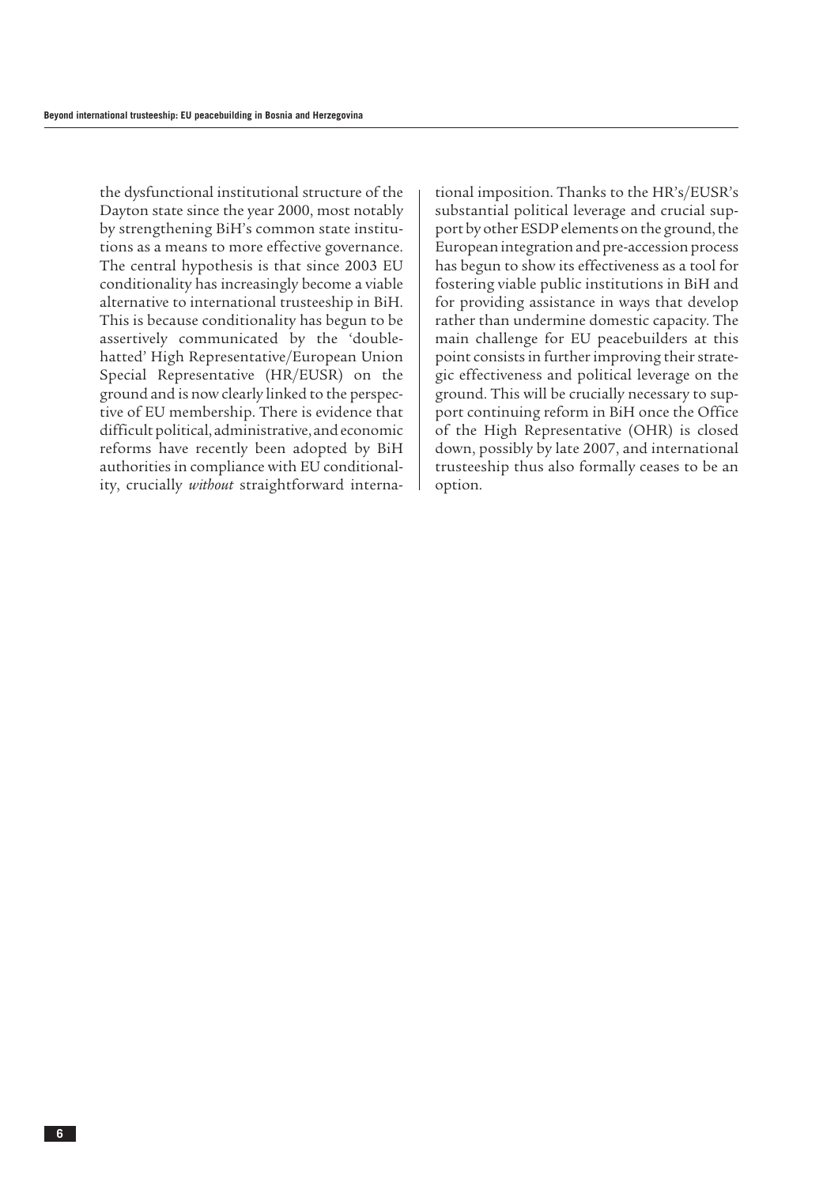the dysfunctional institutional structure of the Dayton state since the year 2000, most notably by strengthening BiH's common state institutions as a means to more effective governance. The central hypothesis is that since 2003 EU conditionality has increasingly become a viable alternative to international trusteeship in BiH. This is because conditionality has begun to be assertively communicated by the 'double-hatted' High Representative/European Union Special Representative (HR/EUSR) on the ground and is now clearly linked to the perspective of EU membership. There is evidence that difficult political, administrative, and economic reforms have recently been adopted by BiH authorities in compliance with EU conditionality, crucially *without* straightforward international imposition. Thanks to the HR's/EUSR's substantial political leverage and crucial support by other ESDP elements on the ground, the European integration and pre-accession process has begun to show its effectiveness as a tool for fostering viable public institutions in BiH and for providing assistance in ways that develop rather than undermine domestic capacity. The main challenge for EU peacebuilders at this point consists in further improving their strategic effectiveness and political leverage on the ground. This will be crucially necessary to support continuing reform in BiH once the Office of the High Representative (OHR) is closed down, possibly by late 2007, and international trusteeship thus also formally ceases to be an option.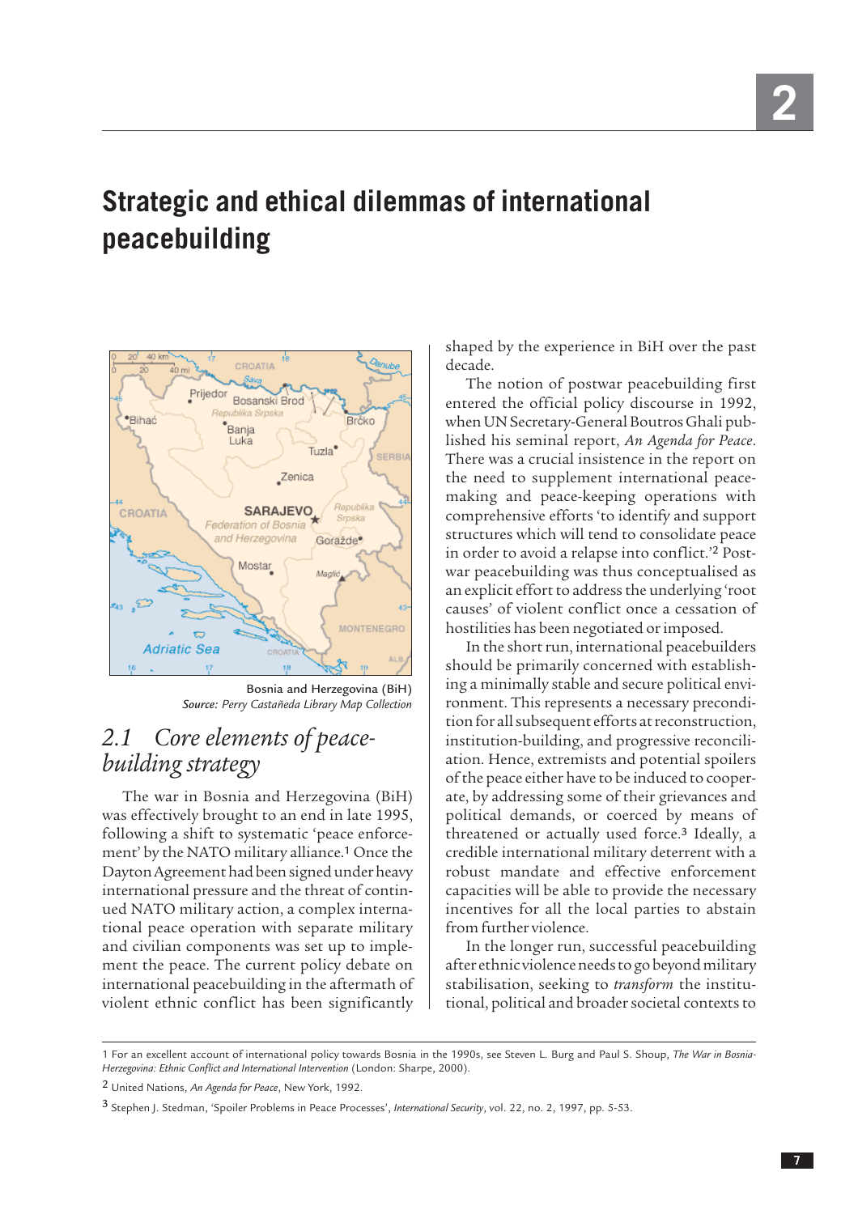# Strategic and ethical dilemmas of international peacebuilding

Bosnia and Herzegovina (BiH)
*Source: Perry Castañeda Library Map Collection*

## 2.1 Core elements of peacebuilding strategy

The war in Bosnia and Herzegovina (BiH) was effectively brought to an end in late 1995, following a shift to systematic 'peace enforcement' by the NATO military alliance.[1] Once the Dayton Agreement had been signed under heavy international pressure and the threat of continued NATO military action, a complex international peace operation with separate military and civilian components was set up to implement the peace. The current policy debate on international peacebuilding in the aftermath of violent ethnic conflict has been significantly shaped by the experience in BiH over the past decade.

The notion of postwar peacebuilding first entered the official policy discourse in 1992, when UN Secretary-General Boutros Ghali published his seminal report, *An Agenda for Peace*. There was a crucial insistence in the report on the need to supplement international peacemaking and peace-keeping operations with comprehensive efforts 'to identify and support structures which will tend to consolidate peace in order to avoid a relapse into conflict.'[2] Postwar peacebuilding was thus conceptualised as an explicit effort to address the underlying 'root causes' of violent conflict once a cessation of hostilities has been negotiated or imposed.

In the short run, international peacebuilders should be primarily concerned with establishing a minimally stable and secure political environment. This represents a necessary precondition for all subsequent efforts at reconstruction, institution-building, and progressive reconciliation. Hence, extremists and potential spoilers of the peace either have to be induced to cooperate, by addressing some of their grievances and political demands, or coerced by means of threatened or actually used force.[3] Ideally, a credible international military deterrent with a robust mandate and effective enforcement capacities will be able to provide the necessary incentives for all the local parties to abstain from further violence.

In the longer run, successful peacebuilding after ethnic violence needs to go beyond military stabilisation, seeking to *transform* the institutional, political and broader societal contexts to

---

1 For an excellent account of international policy towards Bosnia in the 1990s, see Steven L. Burg and Paul S. Shoup, *The War in Bosnia-Herzegovina: Ethnic Conflict and International Intervention* (London: Sharpe, 2000).

2 United Nations, *An Agenda for Peace*, New York, 1992.

3 Stephen J. Stedman, 'Spoiler Problems in Peace Processes', *International Security*, vol. 22, no. 2, 1997, pp. 5-53.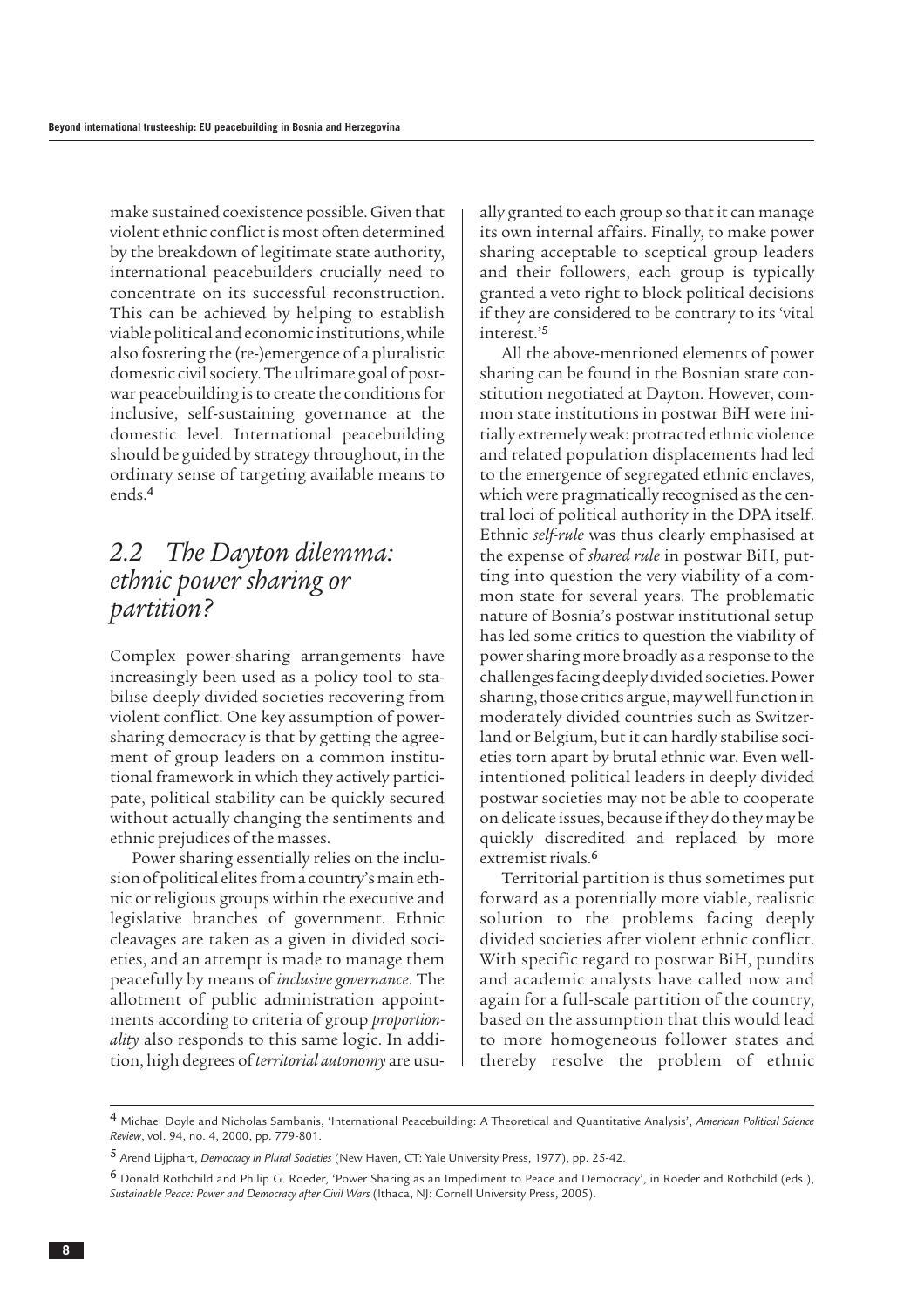make sustained coexistence possible. Given that violent ethnic conflict is most often determined by the breakdown of legitimate state authority, international peacebuilders crucially need to concentrate on its successful reconstruction. This can be achieved by helping to establish viable political and economic institutions, while also fostering the (re-)emergence of a pluralistic domestic civil society. The ultimate goal of postwar peacebuilding is to create the conditions for inclusive, self-sustaining governance at the domestic level. International peacebuilding should be guided by strategy throughout, in the ordinary sense of targeting available means to ends.[4]

## *2.2 The Dayton dilemma: ethnic power sharing or partition?*

Complex power-sharing arrangements have increasingly been used as a policy tool to stabilise deeply divided societies recovering from violent conflict. One key assumption of power-sharing democracy is that by getting the agreement of group leaders on a common institutional framework in which they actively participate, political stability can be quickly secured without actually changing the sentiments and ethnic prejudices of the masses.

Power sharing essentially relies on the inclusion of political elites from a country's main ethnic or religious groups within the executive and legislative branches of government. Ethnic cleavages are taken as a given in divided societies, and an attempt is made to manage them peacefully by means of *inclusive governance*. The allotment of public administration appointments according to criteria of group *proportionality* also responds to this same logic. In addition, high degrees of *territorial autonomy* are usually granted to each group so that it can manage its own internal affairs. Finally, to make power sharing acceptable to sceptical group leaders and their followers, each group is typically granted a veto right to block political decisions if they are considered to be contrary to its 'vital interest.'[5]

All the above-mentioned elements of power sharing can be found in the Bosnian state constitution negotiated at Dayton. However, common state institutions in postwar BiH were initially extremely weak: protracted ethnic violence and related population displacements had led to the emergence of segregated ethnic enclaves, which were pragmatically recognised as the central loci of political authority in the DPA itself. Ethnic *self-rule* was thus clearly emphasised at the expense of *shared rule* in postwar BiH, putting into question the very viability of a common state for several years. The problematic nature of Bosnia's postwar institutional setup has led some critics to question the viability of power sharing more broadly as a response to the challenges facing deeply divided societies. Power sharing, those critics argue, may well function in moderately divided countries such as Switzerland or Belgium, but it can hardly stabilise societies torn apart by brutal ethnic war. Even well-intentioned political leaders in deeply divided postwar societies may not be able to cooperate on delicate issues, because if they do they may be quickly discredited and replaced by more extremist rivals.[6]

Territorial partition is thus sometimes put forward as a potentially more viable, realistic solution to the problems facing deeply divided societies after violent ethnic conflict. With specific regard to postwar BiH, pundits and academic analysts have called now and again for a full-scale partition of the country, based on the assumption that this would lead to more homogeneous follower states and thereby resolve the problem of ethnic

---

[4] Michael Doyle and Nicholas Sambanis, 'International Peacebuilding: A Theoretical and Quantitative Analysis', *American Political Science Review*, vol. 94, no. 4, 2000, pp. 779-801.

[5] Arend Lijphart, *Democracy in Plural Societies* (New Haven, CT: Yale University Press, 1977), pp. 25-42.

[6] Donald Rothchild and Philip G. Roeder, 'Power Sharing as an Impediment to Peace and Democracy', in Roeder and Rothchild (eds.), *Sustainable Peace: Power and Democracy after Civil Wars* (Ithaca, NJ: Cornell University Press, 2005).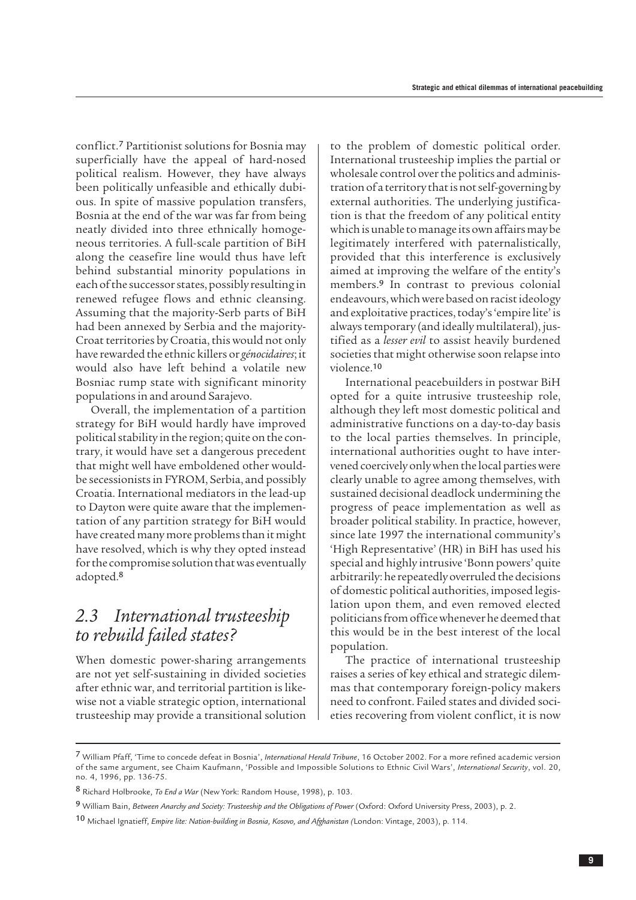conflict.[7] Partitionist solutions for Bosnia may superficially have the appeal of hard-nosed political realism. However, they have always been politically unfeasible and ethically dubious. In spite of massive population transfers, Bosnia at the end of the war was far from being neatly divided into three ethnically homogeneous territories. A full-scale partition of BiH along the ceasefire line would thus have left behind substantial minority populations in each of the successor states, possibly resulting in renewed refugee flows and ethnic cleansing. Assuming that the majority-Serb parts of BiH had been annexed by Serbia and the majority-Croat territories by Croatia, this would not only have rewarded the ethnic killers or *génocidaires*; it would also have left behind a volatile new Bosniac rump state with significant minority populations in and around Sarajevo.

Overall, the implementation of a partition strategy for BiH would hardly have improved political stability in the region; quite on the contrary, it would have set a dangerous precedent that might well have emboldened other would-be secessionists in FYROM, Serbia, and possibly Croatia. International mediators in the lead-up to Dayton were quite aware that the implementation of any partition strategy for BiH would have created many more problems than it might have resolved, which is why they opted instead for the compromise solution that was eventually adopted.[8]

## *2.3 International trusteeship to rebuild failed states?*

When domestic power-sharing arrangements are not yet self-sustaining in divided societies after ethnic war, and territorial partition is likewise not a viable strategic option, international trusteeship may provide a transitional solution to the problem of domestic political order. International trusteeship implies the partial or wholesale control over the politics and administration of a territory that is not self-governing by external authorities. The underlying justification is that the freedom of any political entity which is unable to manage its own affairs may be legitimately interfered with paternalistically, provided that this interference is exclusively aimed at improving the welfare of the entity's members.[9] In contrast to previous colonial endeavours, which were based on racist ideology and exploitative practices, today's 'empire lite' is always temporary (and ideally multilateral), justified as a *lesser evil* to assist heavily burdened societies that might otherwise soon relapse into violence.[10]

International peacebuilders in postwar BiH opted for a quite intrusive trusteeship role, although they left most domestic political and administrative functions on a day-to-day basis to the local parties themselves. In principle, international authorities ought to have intervened coercively only when the local parties were clearly unable to agree among themselves, with sustained decisional deadlock undermining the progress of peace implementation as well as broader political stability. In practice, however, since late 1997 the international community's 'High Representative' (HR) in BiH has used his special and highly intrusive 'Bonn powers' quite arbitrarily: he repeatedly overruled the decisions of domestic political authorities, imposed legislation upon them, and even removed elected politicians from office whenever he deemed that this would be in the best interest of the local population.

The practice of international trusteeship raises a series of key ethical and strategic dilemmas that contemporary foreign-policy makers need to confront. Failed states and divided societies recovering from violent conflict, it is now

---

[7] William Pfaff, 'Time to concede defeat in Bosnia', *International Herald Tribune*, 16 October 2002. For a more refined academic version of the same argument, see Chaim Kaufmann, 'Possible and Impossible Solutions to Ethnic Civil Wars', *International Security*, vol. 20, no. 4, 1996, pp. 136-75.

[8] Richard Holbrooke, *To End a War* (New York: Random House, 1998), p. 103.

[9] William Bain, *Between Anarchy and Society: Trusteeship and the Obligations of Power* (Oxford: Oxford University Press, 2003), p. 2.

[10] Michael Ignatieff, *Empire lite: Nation-building in Bosnia, Kosovo, and Afghanistan (*London: Vintage, 2003), p. 114.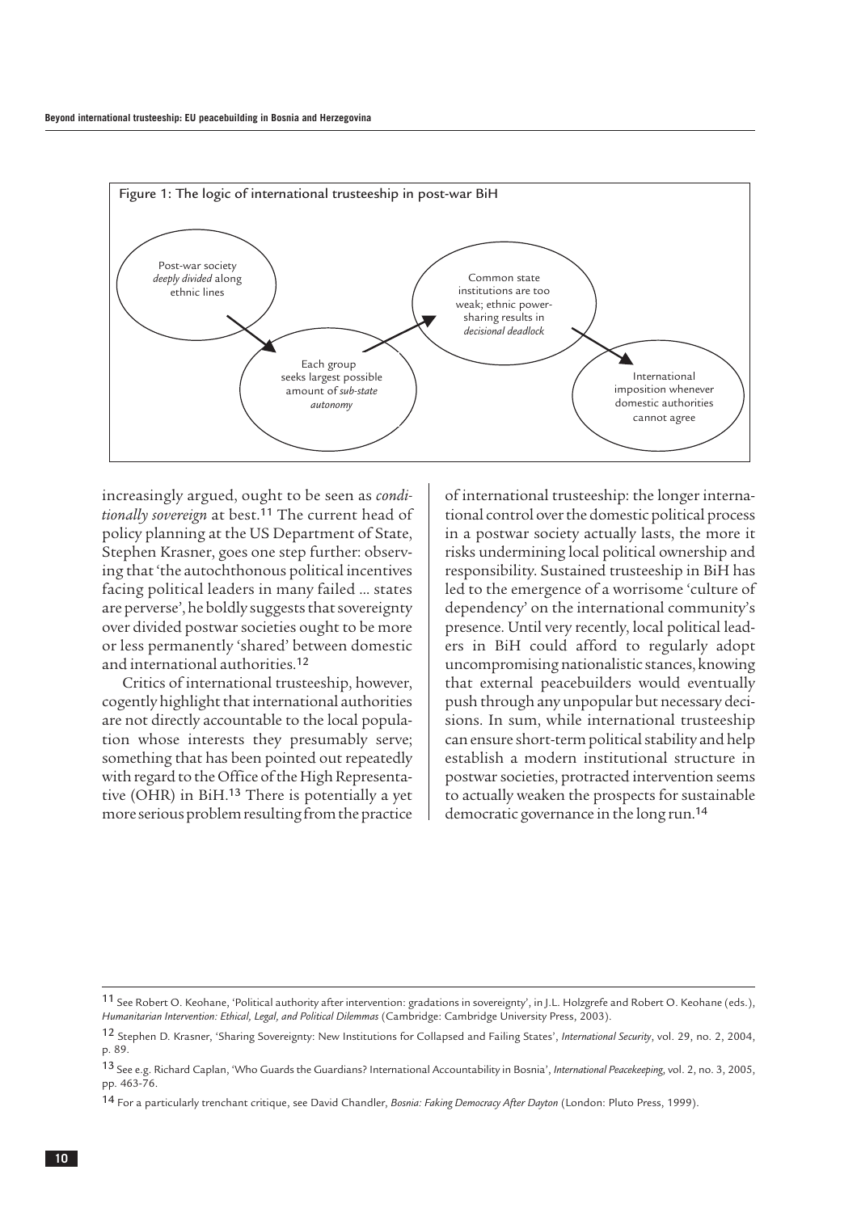Figure 1: The logic of international trusteeship in post-war BiH

Post-war society *deeply divided* along ethnic lines → Each group seeks largest possible amount of *sub-state autonomy* → Common state institutions are too weak; ethnic power-sharing results in *decisional deadlock* → International imposition whenever domestic authorities cannot agree

increasingly argued, ought to be seen as *conditionally sovereign* at best.[11] The current head of policy planning at the US Department of State, Stephen Krasner, goes one step further: observing that 'the autochthonous political incentives facing political leaders in many failed ... states are perverse', he boldly suggests that sovereignty over divided postwar societies ought to be more or less permanently 'shared' between domestic and international authorities.[12]

Critics of international trusteeship, however, cogently highlight that international authorities are not directly accountable to the local population whose interests they presumably serve; something that has been pointed out repeatedly with regard to the Office of the High Representative (OHR) in BiH.[13] There is potentially a yet more serious problem resulting from the practice of international trusteeship: the longer international control over the domestic political process in a postwar society actually lasts, the more it risks undermining local political ownership and responsibility. Sustained trusteeship in BiH has led to the emergence of a worrisome 'culture of dependency' on the international community's presence. Until very recently, local political leaders in BiH could afford to regularly adopt uncompromising nationalistic stances, knowing that external peacebuilders would eventually push through any unpopular but necessary decisions. In sum, while international trusteeship can ensure short-term political stability and help establish a modern institutional structure in postwar societies, protracted intervention seems to actually weaken the prospects for sustainable democratic governance in the long run.[14]

---

11 See Robert O. Keohane, 'Political authority after intervention: gradations in sovereignty', in J.L. Holzgrefe and Robert O. Keohane (eds.), *Humanitarian Intervention: Ethical, Legal, and Political Dilemmas* (Cambridge: Cambridge University Press, 2003).

12 Stephen D. Krasner, 'Sharing Sovereignty: New Institutions for Collapsed and Failing States', *International Security*, vol. 29, no. 2, 2004, p. 89.

13 See e.g. Richard Caplan, 'Who Guards the Guardians? International Accountability in Bosnia', *International Peacekeeping*, vol. 2, no. 3, 2005, pp. 463-76.

14 For a particularly trenchant critique, see David Chandler, *Bosnia: Faking Democracy After Dayton* (London: Pluto Press, 1999).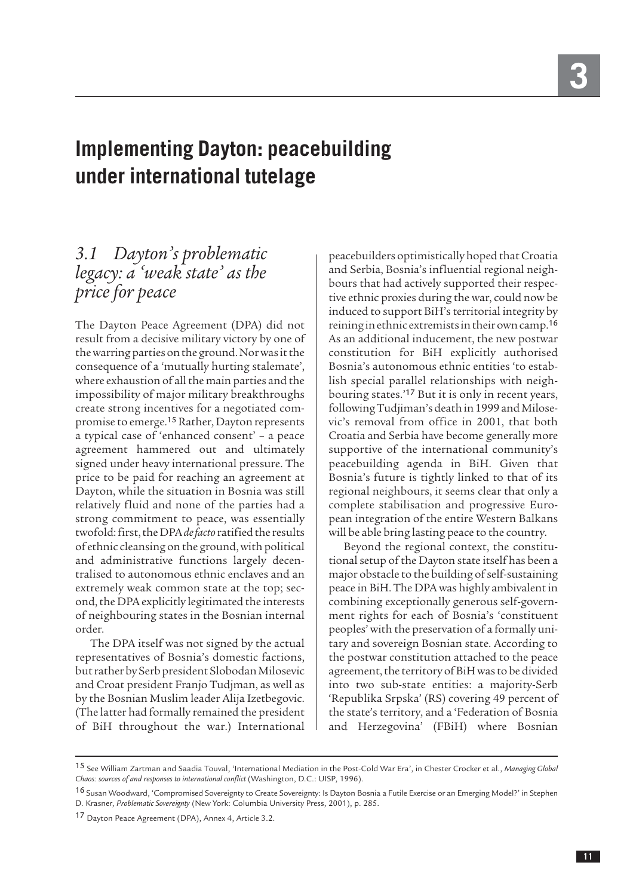# Implementing Dayton: peacebuilding under international tutelage

## 3.1 *Dayton's problematic legacy: a 'weak state' as the price for peace*

The Dayton Peace Agreement (DPA) did not result from a decisive military victory by one of the warring parties on the ground. Nor was it the consequence of a 'mutually hurting stalemate', where exhaustion of all the main parties and the impossibility of major military breakthroughs create strong incentives for a negotiated compromise to emerge.[15] Rather, Dayton represents a typical case of 'enhanced consent' – a peace agreement hammered out and ultimately signed under heavy international pressure. The price to be paid for reaching an agreement at Dayton, while the situation in Bosnia was still relatively fluid and none of the parties had a strong commitment to peace, was essentially twofold: first, the DPA *de facto* ratified the results of ethnic cleansing on the ground, with political and administrative functions largely decentralised to autonomous ethnic enclaves and an extremely weak common state at the top; second, the DPA explicitly legitimated the interests of neighbouring states in the Bosnian internal order.

The DPA itself was not signed by the actual representatives of Bosnia's domestic factions, but rather by Serb president Slobodan Milosevic and Croat president Franjo Tudjman, as well as by the Bosnian Muslim leader Alija Izetbegovic. (The latter had formally remained the president of BiH throughout the war.) International peacebuilders optimistically hoped that Croatia and Serbia, Bosnia's influential regional neighbours that had actively supported their respective ethnic proxies during the war, could now be induced to support BiH's territorial integrity by reining in ethnic extremists in their own camp.[16] As an additional inducement, the new postwar constitution for BiH explicitly authorised Bosnia's autonomous ethnic entities 'to establish special parallel relationships with neighbouring states.'[17] But it is only in recent years, following Tudjiman's death in 1999 and Milosevic's removal from office in 2001, that both Croatia and Serbia have become generally more supportive of the international community's peacebuilding agenda in BiH. Given that Bosnia's future is tightly linked to that of its regional neighbours, it seems clear that only a complete stabilisation and progressive European integration of the entire Western Balkans will be able bring lasting peace to the country.

Beyond the regional context, the constitutional setup of the Dayton state itself has been a major obstacle to the building of self-sustaining peace in BiH. The DPA was highly ambivalent in combining exceptionally generous self-government rights for each of Bosnia's 'constituent peoples' with the preservation of a formally unitary and sovereign Bosnian state. According to the postwar constitution attached to the peace agreement, the territory of BiH was to be divided into two sub-state entities: a majority-Serb 'Republika Srpska' (RS) covering 49 percent of the state's territory, and a 'Federation of Bosnia and Herzegovina' (FBiH) where Bosnian

---

[15] See William Zartman and Saadia Touval, 'International Mediation in the Post-Cold War Era', in Chester Crocker et al., *Managing Global Chaos: sources of and responses to international conflict* (Washington, D.C.: UISP, 1996).

[16] Susan Woodward, 'Compromised Sovereignty to Create Sovereignty: Is Dayton Bosnia a Futile Exercise or an Emerging Model?' in Stephen D. Krasner, *Problematic Sovereignty* (New York: Columbia University Press, 2001), p. 285.

[17] Dayton Peace Agreement (DPA), Annex 4, Article 3.2.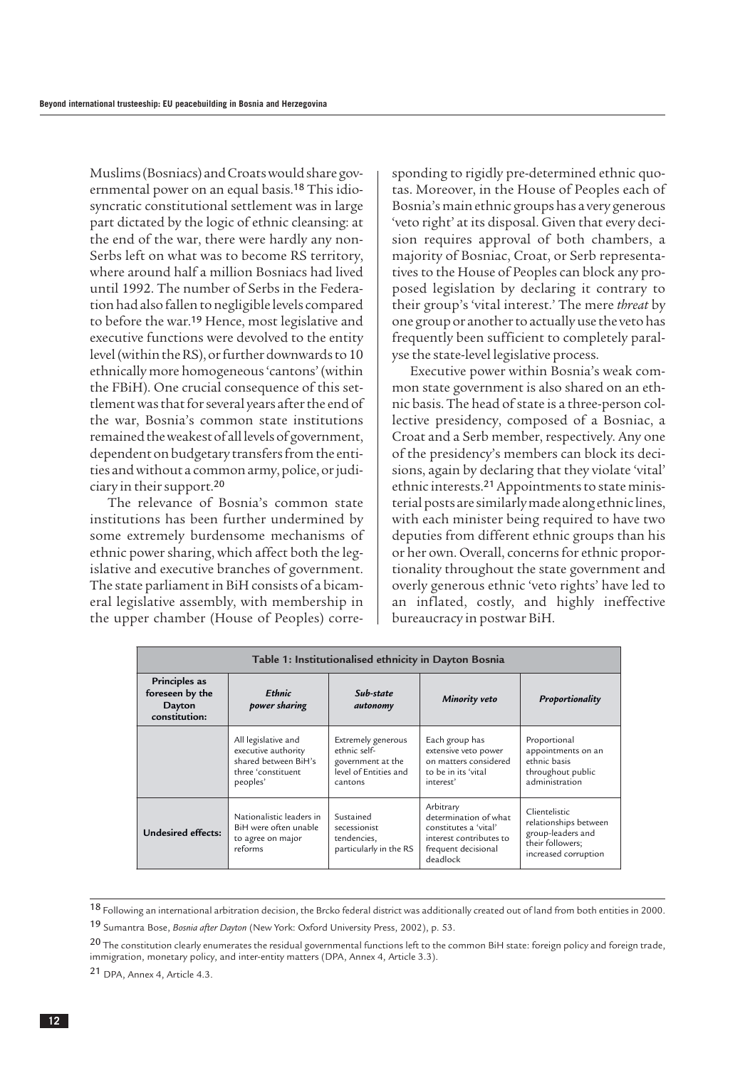Muslims (Bosniacs) and Croats would share governmental power on an equal basis.[18] This idiosyncratic constitutional settlement was in large part dictated by the logic of ethnic cleansing: at the end of the war, there were hardly any non-Serbs left on what was to become RS territory, where around half a million Bosniacs had lived until 1992. The number of Serbs in the Federation had also fallen to negligible levels compared to before the war.[19] Hence, most legislative and executive functions were devolved to the entity level (within the RS), or further downwards to 10 ethnically more homogeneous 'cantons' (within the FBiH). One crucial consequence of this settlement was that for several years after the end of the war, Bosnia's common state institutions remained the weakest of all levels of government, dependent on budgetary transfers from the entities and without a common army, police, or judiciary in their support.[20]

The relevance of Bosnia's common state institutions has been further undermined by some extremely burdensome mechanisms of ethnic power sharing, which affect both the legislative and executive branches of government. The state parliament in BiH consists of a bicameral legislative assembly, with membership in the upper chamber (House of Peoples) corresponding to rigidly pre-determined ethnic quotas. Moreover, in the House of Peoples each of Bosnia's main ethnic groups has a very generous 'veto right' at its disposal. Given that every decision requires approval of both chambers, a majority of Bosniac, Croat, or Serb representatives to the House of Peoples can block any proposed legislation by declaring it contrary to their group's 'vital interest.' The mere *threat* by one group or another to actually use the veto has frequently been sufficient to completely paralyse the state-level legislative process.

Executive power within Bosnia's weak common state government is also shared on an ethnic basis. The head of state is a three-person collective presidency, composed of a Bosniac, a Croat and a Serb member, respectively. Any one of the presidency's members can block its decisions, again by declaring that they violate 'vital' ethnic interests.[21] Appointments to state ministerial posts are similarly made along ethnic lines, with each minister being required to have two deputies from different ethnic groups than his or her own. Overall, concerns for ethnic proportionality throughout the state government and overly generous ethnic 'veto rights' have led to an inflated, costly, and highly ineffective bureaucracy in postwar BiH.

**Table 1: Institutionalised ethnicity in Dayton Bosnia**

| Principles as foreseen by the Dayton constitution: | *Ethnic power sharing* | *Sub-state autonomy* | *Minority veto* | *Proportionality* |
|---|---|---|---|---|
| | All legislative and executive authority shared between BiH's three 'constituent peoples' | Extremely generous ethnic self-government at the level of Entities and cantons | Each group has extensive veto power on matters considered to be in its 'vital interest' | Proportional appointments on an ethnic basis throughout public administration |
| **Undesired effects:** | Nationalistic leaders in BiH were often unable to agree on major reforms | Sustained secessionist tendencies, particularly in the RS | Arbitrary determination of what constitutes a 'vital' interest contributes to frequent decisional deadlock | Clientelistic relationships between group-leaders and their followers; increased corruption |

[18] Following an international arbitration decision, the Brcko federal district was additionally created out of land from both entities in 2000.

[19] Sumantra Bose, *Bosnia after Dayton* (New York: Oxford University Press, 2002), p. 53.

[20] The constitution clearly enumerates the residual governmental functions left to the common BiH state: foreign policy and foreign trade, immigration, monetary policy, and inter-entity matters (DPA, Annex 4, Article 3.3).

[21] DPA, Annex 4, Article 4.3.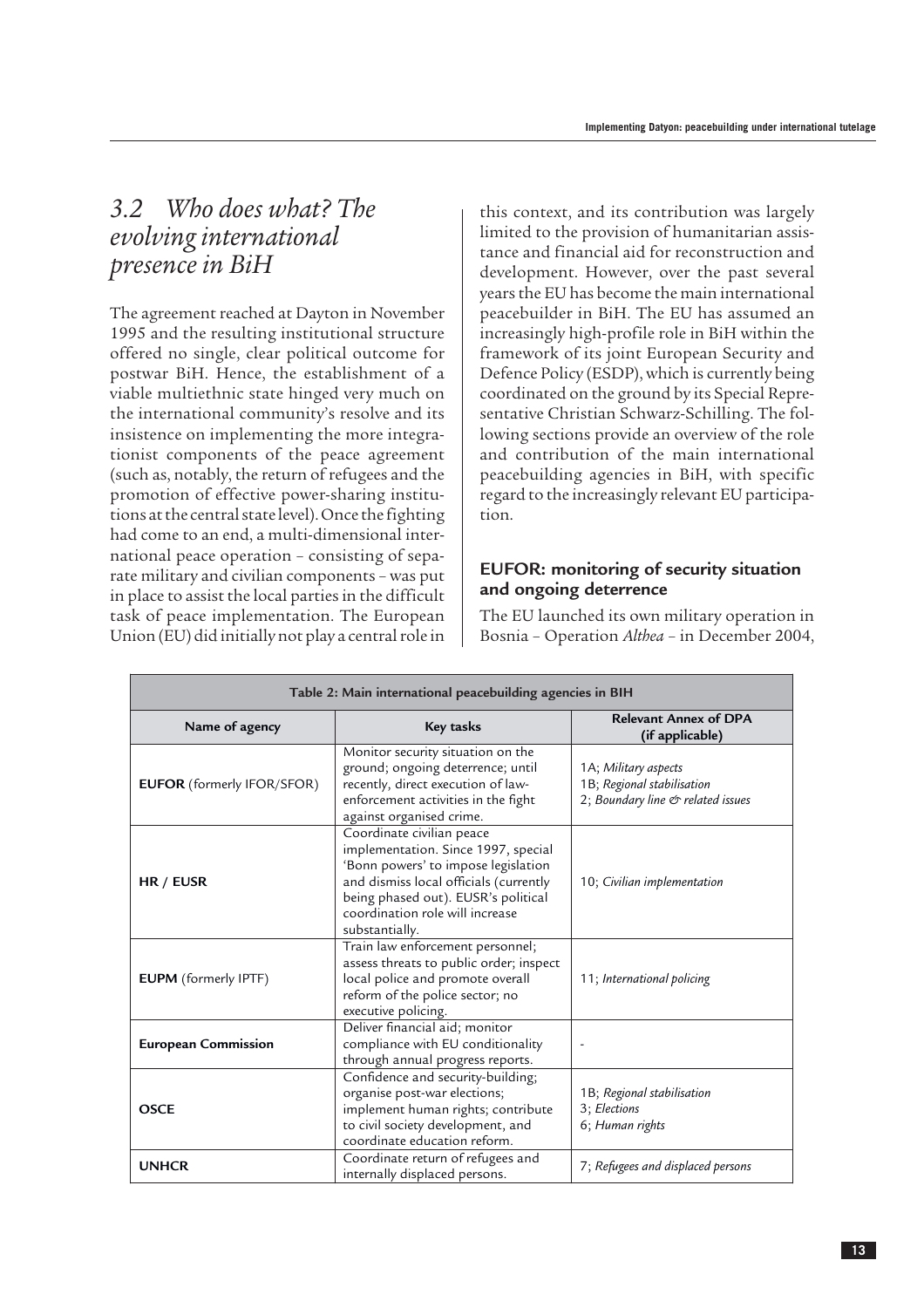## 3.2 Who does what? The evolving international presence in BiH

The agreement reached at Dayton in November 1995 and the resulting institutional structure offered no single, clear political outcome for postwar BiH. Hence, the establishment of a viable multiethnic state hinged very much on the international community's resolve and its insistence on implementing the more integrationist components of the peace agreement (such as, notably, the return of refugees and the promotion of effective power-sharing institutions at the central state level). Once the fighting had come to an end, a multi-dimensional international peace operation – consisting of separate military and civilian components – was put in place to assist the local parties in the difficult task of peace implementation. The European Union (EU) did initially not play a central role in this context, and its contribution was largely limited to the provision of humanitarian assistance and financial aid for reconstruction and development. However, over the past several years the EU has become the main international peacebuilder in BiH. The EU has assumed an increasingly high-profile role in BiH within the framework of its joint European Security and Defence Policy (ESDP), which is currently being coordinated on the ground by its Special Representative Christian Schwarz-Schilling. The following sections provide an overview of the role and contribution of the main international peacebuilding agencies in BiH, with specific regard to the increasingly relevant EU participation.

### EUFOR: monitoring of security situation and ongoing deterrence

The EU launched its own military operation in Bosnia – Operation *Althea* – in December 2004,

| Table 2: Main international peacebuilding agencies in BIH | | |
|---|---|---|
| **Name of agency** | **Key tasks** | **Relevant Annex of DPA (if applicable)** |
| **EUFOR** (formerly IFOR/SFOR) | Monitor security situation on the ground; ongoing deterrence; until recently, direct execution of law-enforcement activities in the fight against organised crime. | 1A; *Military aspects*<br>1B; *Regional stabilisation*<br>2; *Boundary line & related issues* |
| **HR / EUSR** | Coordinate civilian peace implementation. Since 1997, special 'Bonn powers' to impose legislation and dismiss local officials (currently being phased out). EUSR's political coordination role will increase substantially. | 10; *Civilian implementation* |
| **EUPM** (formerly IPTF) | Train law enforcement personnel; assess threats to public order; inspect local police and promote overall reform of the police sector; no executive policing. | 11; *International policing* |
| **European Commission** | Deliver financial aid; monitor compliance with EU conditionality through annual progress reports. | - |
| **OSCE** | Confidence and security-building; organise post-war elections; implement human rights; contribute to civil society development, and coordinate education reform. | 1B; *Regional stabilisation*<br>3; *Elections*<br>6; *Human rights* |
| **UNHCR** | Coordinate return of refugees and internally displaced persons. | 7; *Refugees and displaced persons* |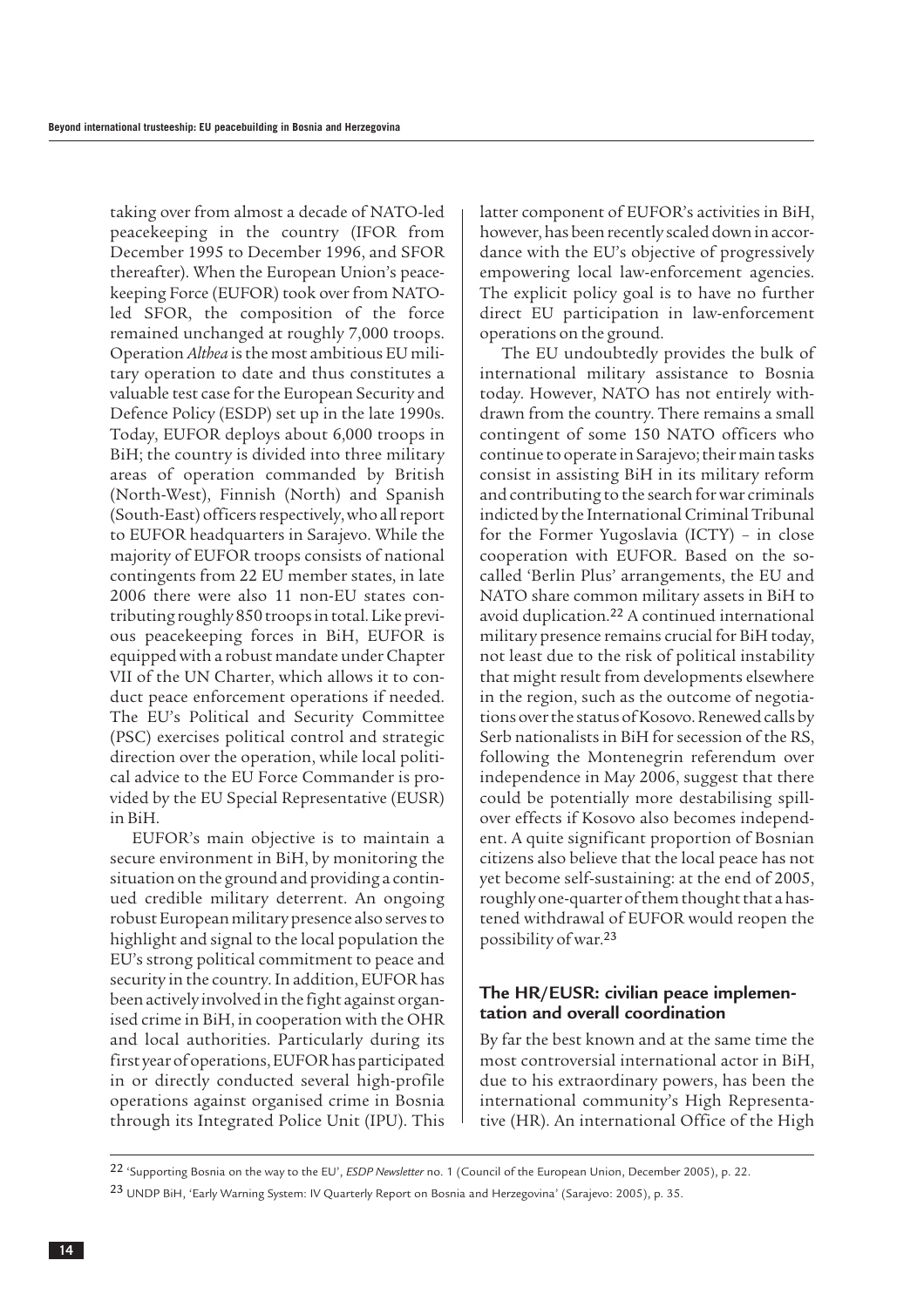taking over from almost a decade of NATO-led peacekeeping in the country (IFOR from December 1995 to December 1996, and SFOR thereafter). When the European Union's peacekeeping Force (EUFOR) took over from NATO-led SFOR, the composition of the force remained unchanged at roughly 7,000 troops. Operation *Althea* is the most ambitious EU military operation to date and thus constitutes a valuable test case for the European Security and Defence Policy (ESDP) set up in the late 1990s. Today, EUFOR deploys about 6,000 troops in BiH; the country is divided into three military areas of operation commanded by British (North-West), Finnish (North) and Spanish (South-East) officers respectively, who all report to EUFOR headquarters in Sarajevo. While the majority of EUFOR troops consists of national contingents from 22 EU member states, in late 2006 there were also 11 non-EU states contributing roughly 850 troops in total. Like previous peacekeeping forces in BiH, EUFOR is equipped with a robust mandate under Chapter VII of the UN Charter, which allows it to conduct peace enforcement operations if needed. The EU's Political and Security Committee (PSC) exercises political control and strategic direction over the operation, while local political advice to the EU Force Commander is provided by the EU Special Representative (EUSR) in BiH.

EUFOR's main objective is to maintain a secure environment in BiH, by monitoring the situation on the ground and providing a continued credible military deterrent. An ongoing robust European military presence also serves to highlight and signal to the local population the EU's strong political commitment to peace and security in the country. In addition, EUFOR has been actively involved in the fight against organised crime in BiH, in cooperation with the OHR and local authorities. Particularly during its first year of operations, EUFOR has participated in or directly conducted several high-profile operations against organised crime in Bosnia through its Integrated Police Unit (IPU). This latter component of EUFOR's activities in BiH, however, has been recently scaled down in accordance with the EU's objective of progressively empowering local law-enforcement agencies. The explicit policy goal is to have no further direct EU participation in law-enforcement operations on the ground.

The EU undoubtedly provides the bulk of international military assistance to Bosnia today. However, NATO has not entirely withdrawn from the country. There remains a small contingent of some 150 NATO officers who continue to operate in Sarajevo; their main tasks consist in assisting BiH in its military reform and contributing to the search for war criminals indicted by the International Criminal Tribunal for the Former Yugoslavia (ICTY) – in close cooperation with EUFOR. Based on the so-called 'Berlin Plus' arrangements, the EU and NATO share common military assets in BiH to avoid duplication.[22] A continued international military presence remains crucial for BiH today, not least due to the risk of political instability that might result from developments elsewhere in the region, such as the outcome of negotiations over the status of Kosovo. Renewed calls by Serb nationalists in BiH for secession of the RS, following the Montenegrin referendum over independence in May 2006, suggest that there could be potentially more destabilising spill-over effects if Kosovo also becomes independent. A quite significant proportion of Bosnian citizens also believe that the local peace has not yet become self-sustaining: at the end of 2005, roughly one-quarter of them thought that a hastened withdrawal of EUFOR would reopen the possibility of war.[23]

### The HR/EUSR: civilian peace implementation and overall coordination

By far the best known and at the same time the most controversial international actor in BiH, due to his extraordinary powers, has been the international community's High Representative (HR). An international Office of the High

---

[22] 'Supporting Bosnia on the way to the EU', *ESDP Newsletter* no. 1 (Council of the European Union, December 2005), p. 22.

[23] UNDP BiH, 'Early Warning System: IV Quarterly Report on Bosnia and Herzegovina' (Sarajevo: 2005), p. 35.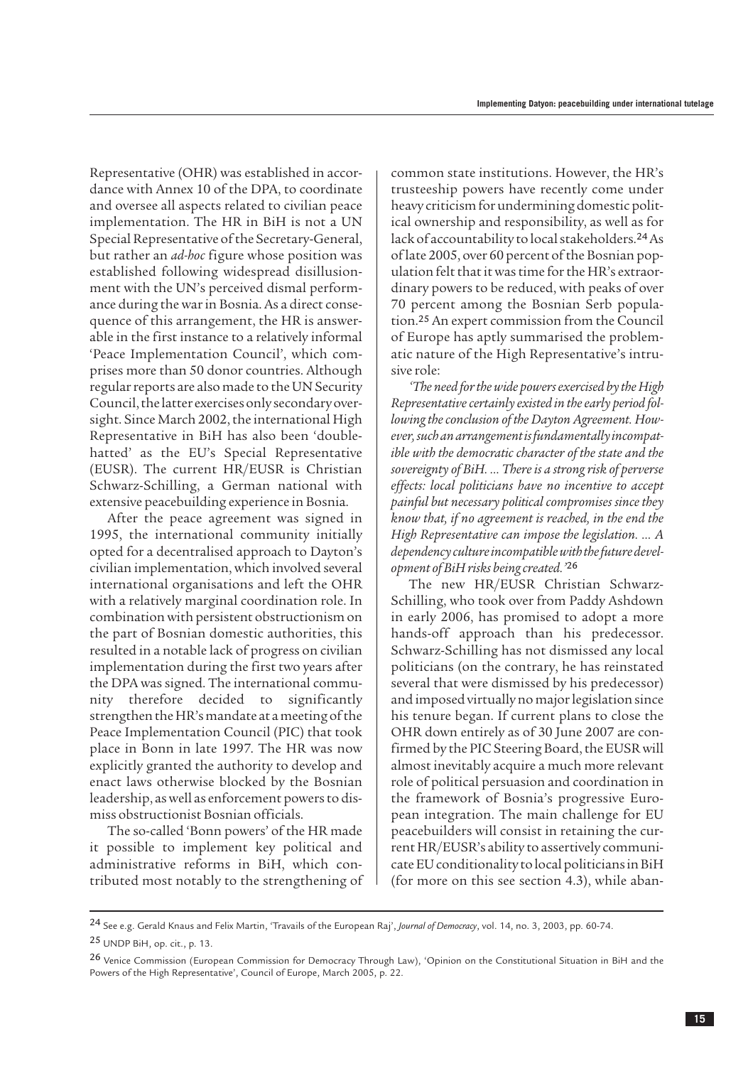Representative (OHR) was established in accordance with Annex 10 of the DPA, to coordinate and oversee all aspects related to civilian peace implementation. The HR in BiH is not a UN Special Representative of the Secretary-General, but rather an *ad-hoc* figure whose position was established following widespread disillusionment with the UN's perceived dismal performance during the war in Bosnia. As a direct consequence of this arrangement, the HR is answerable in the first instance to a relatively informal 'Peace Implementation Council', which comprises more than 50 donor countries. Although regular reports are also made to the UN Security Council, the latter exercises only secondary oversight. Since March 2002, the international High Representative in BiH has also been 'double-hatted' as the EU's Special Representative (EUSR). The current HR/EUSR is Christian Schwarz-Schilling, a German national with extensive peacebuilding experience in Bosnia.

After the peace agreement was signed in 1995, the international community initially opted for a decentralised approach to Dayton's civilian implementation, which involved several international organisations and left the OHR with a relatively marginal coordination role. In combination with persistent obstructionism on the part of Bosnian domestic authorities, this resulted in a notable lack of progress on civilian implementation during the first two years after the DPA was signed. The international community therefore decided to significantly strengthen the HR's mandate at a meeting of the Peace Implementation Council (PIC) that took place in Bonn in late 1997. The HR was now explicitly granted the authority to develop and enact laws otherwise blocked by the Bosnian leadership, as well as enforcement powers to dismiss obstructionist Bosnian officials.

The so-called 'Bonn powers' of the HR made it possible to implement key political and administrative reforms in BiH, which contributed most notably to the strengthening of common state institutions. However, the HR's trusteeship powers have recently come under heavy criticism for undermining domestic political ownership and responsibility, as well as for lack of accountability to local stakeholders.[24] As of late 2005, over 60 percent of the Bosnian population felt that it was time for the HR's extraordinary powers to be reduced, with peaks of over 70 percent among the Bosnian Serb population.[25] An expert commission from the Council of Europe has aptly summarised the problematic nature of the High Representative's intrusive role:

*'The need for the wide powers exercised by the High Representative certainly existed in the early period following the conclusion of the Dayton Agreement. However, such an arrangement is fundamentally incompatible with the democratic character of the state and the sovereignty of BiH. ... There is a strong risk of perverse effects: local politicians have no incentive to accept painful but necessary political compromises since they know that, if no agreement is reached, in the end the High Representative can impose the legislation. ... A dependency culture incompatible with the future development of BiH risks being created.'*[26]

The new HR/EUSR Christian Schwarz-Schilling, who took over from Paddy Ashdown in early 2006, has promised to adopt a more hands-off approach than his predecessor. Schwarz-Schilling has not dismissed any local politicians (on the contrary, he has reinstated several that were dismissed by his predecessor) and imposed virtually no major legislation since his tenure began. If current plans to close the OHR down entirely as of 30 June 2007 are confirmed by the PIC Steering Board, the EUSR will almost inevitably acquire a much more relevant role of political persuasion and coordination in the framework of Bosnia's progressive European integration. The main challenge for EU peacebuilders will consist in retaining the current HR/EUSR's ability to assertively communicate EU conditionality to local politicians in BiH (for more on this see section 4.3), while aban-

[24] See e.g. Gerald Knaus and Felix Martin, 'Travails of the European Raj', *Journal of Democracy*, vol. 14, no. 3, 2003, pp. 60-74.

[25] UNDP BiH, op. cit., p. 13.

[26] Venice Commission (European Commission for Democracy Through Law), 'Opinion on the Constitutional Situation in BiH and the Powers of the High Representative', Council of Europe, March 2005, p. 22.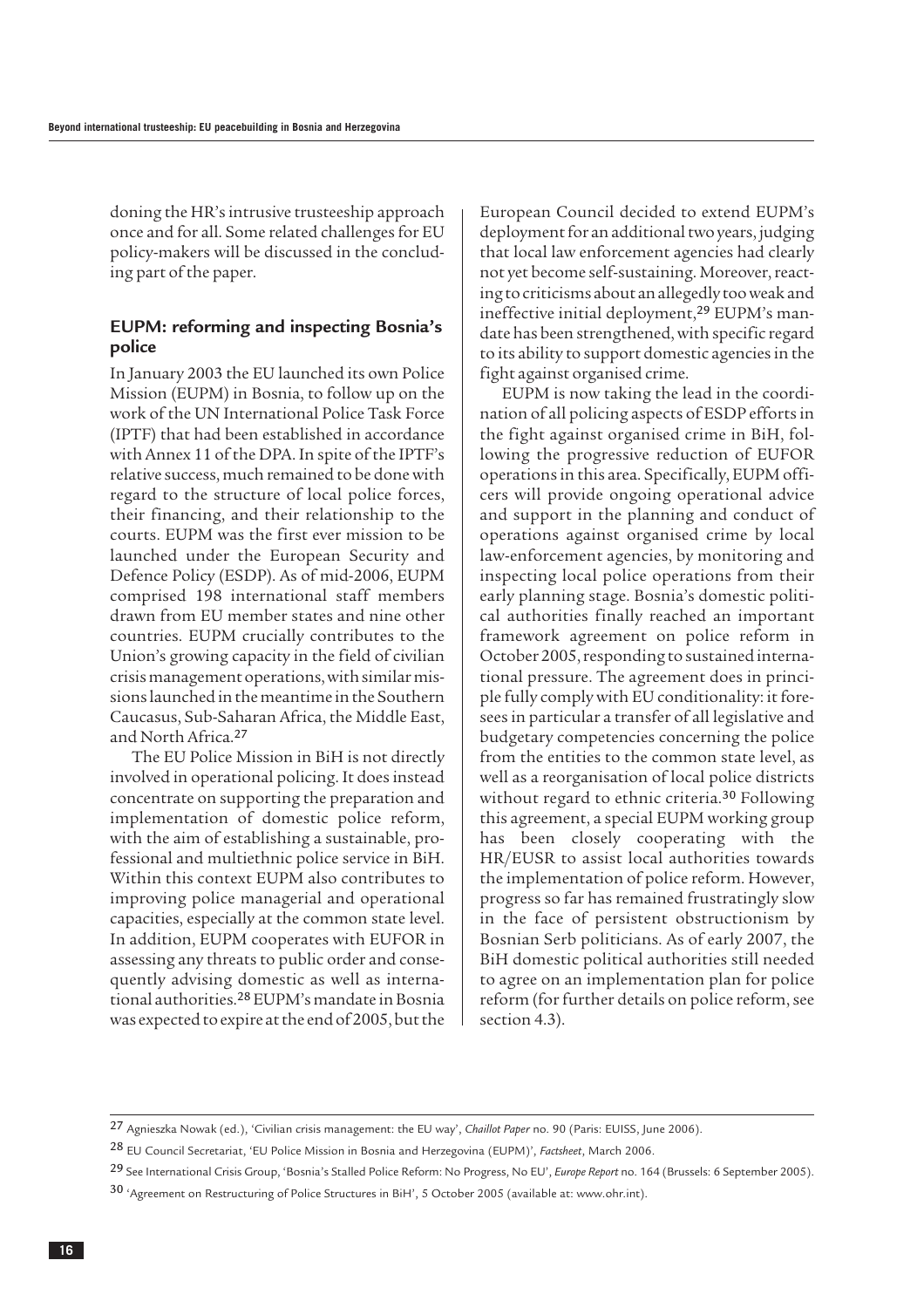doning the HR's intrusive trusteeship approach once and for all. Some related challenges for EU policy-makers will be discussed in the concluding part of the paper.

### EUPM: reforming and inspecting Bosnia's police

In January 2003 the EU launched its own Police Mission (EUPM) in Bosnia, to follow up on the work of the UN International Police Task Force (IPTF) that had been established in accordance with Annex 11 of the DPA. In spite of the IPTF's relative success, much remained to be done with regard to the structure of local police forces, their financing, and their relationship to the courts. EUPM was the first ever mission to be launched under the European Security and Defence Policy (ESDP). As of mid-2006, EUPM comprised 198 international staff members drawn from EU member states and nine other countries. EUPM crucially contributes to the Union's growing capacity in the field of civilian crisis management operations, with similar missions launched in the meantime in the Southern Caucasus, Sub-Saharan Africa, the Middle East, and North Africa.[27]

The EU Police Mission in BiH is not directly involved in operational policing. It does instead concentrate on supporting the preparation and implementation of domestic police reform, with the aim of establishing a sustainable, professional and multiethnic police service in BiH. Within this context EUPM also contributes to improving police managerial and operational capacities, especially at the common state level. In addition, EUPM cooperates with EUFOR in assessing any threats to public order and consequently advising domestic as well as international authorities.[28] EUPM's mandate in Bosnia was expected to expire at the end of 2005, but the European Council decided to extend EUPM's deployment for an additional two years, judging that local law enforcement agencies had clearly not yet become self-sustaining. Moreover, reacting to criticisms about an allegedly too weak and ineffective initial deployment,[29] EUPM's mandate has been strengthened, with specific regard to its ability to support domestic agencies in the fight against organised crime.

EUPM is now taking the lead in the coordination of all policing aspects of ESDP efforts in the fight against organised crime in BiH, following the progressive reduction of EUFOR operations in this area. Specifically, EUPM officers will provide ongoing operational advice and support in the planning and conduct of operations against organised crime by local law-enforcement agencies, by monitoring and inspecting local police operations from their early planning stage. Bosnia's domestic political authorities finally reached an important framework agreement on police reform in October 2005, responding to sustained international pressure. The agreement does in principle fully comply with EU conditionality: it foresees in particular a transfer of all legislative and budgetary competencies concerning the police from the entities to the common state level, as well as a reorganisation of local police districts without regard to ethnic criteria.[30] Following this agreement, a special EUPM working group has been closely cooperating with the HR/EUSR to assist local authorities towards the implementation of police reform. However, progress so far has remained frustratingly slow in the face of persistent obstructionism by Bosnian Serb politicians. As of early 2007, the BiH domestic political authorities still needed to agree on an implementation plan for police reform (for further details on police reform, see section 4.3).

---

27 Agnieszka Nowak (ed.), 'Civilian crisis management: the EU way', *Chaillot Paper* no. 90 (Paris: EUISS, June 2006).

28 EU Council Secretariat, 'EU Police Mission in Bosnia and Herzegovina (EUPM)', *Factsheet*, March 2006.

29 See International Crisis Group, 'Bosnia's Stalled Police Reform: No Progress, No EU', *Europe Report* no. 164 (Brussels: 6 September 2005).

30 'Agreement on Restructuring of Police Structures in BiH', 5 October 2005 (available at: www.ohr.int).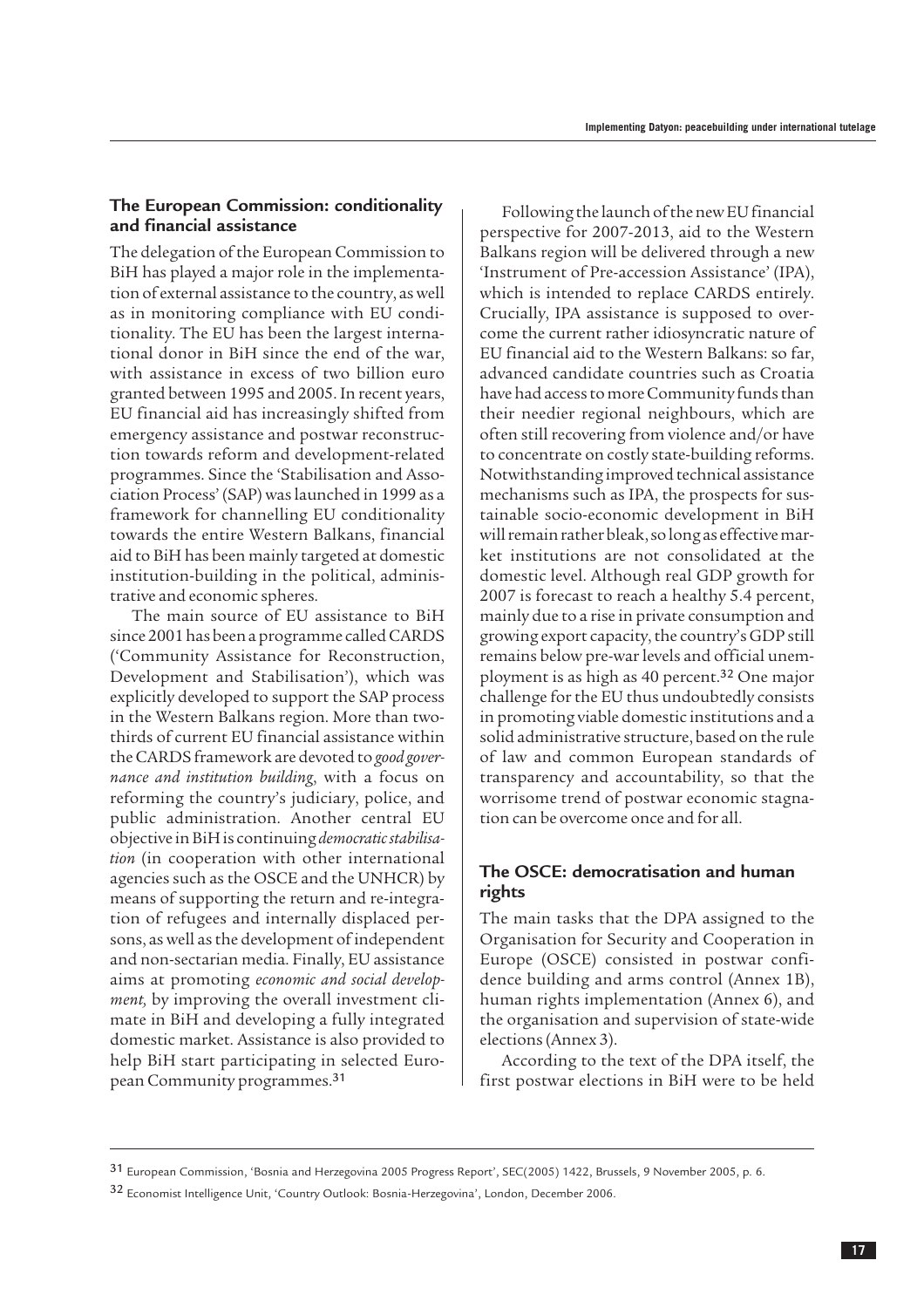### The European Commission: conditionality and financial assistance

The delegation of the European Commission to BiH has played a major role in the implementation of external assistance to the country, as well as in monitoring compliance with EU conditionality. The EU has been the largest international donor in BiH since the end of the war, with assistance in excess of two billion euro granted between 1995 and 2005. In recent years, EU financial aid has increasingly shifted from emergency assistance and postwar reconstruction towards reform and development-related programmes. Since the 'Stabilisation and Association Process' (SAP) was launched in 1999 as a framework for channelling EU conditionality towards the entire Western Balkans, financial aid to BiH has been mainly targeted at domestic institution-building in the political, administrative and economic spheres.

The main source of EU assistance to BiH since 2001 has been a programme called CARDS ('Community Assistance for Reconstruction, Development and Stabilisation'), which was explicitly developed to support the SAP process in the Western Balkans region. More than two-thirds of current EU financial assistance within the CARDS framework are devoted to *good governance and institution building*, with a focus on reforming the country's judiciary, police, and public administration. Another central EU objective in BiH is continuing *democratic stabilisation* (in cooperation with other international agencies such as the OSCE and the UNHCR) by means of supporting the return and re-integration of refugees and internally displaced persons, as well as the development of independent and non-sectarian media. Finally, EU assistance aims at promoting *economic and social development,* by improving the overall investment climate in BiH and developing a fully integrated domestic market. Assistance is also provided to help BiH start participating in selected European Community programmes.[31]

Following the launch of the new EU financial perspective for 2007-2013, aid to the Western Balkans region will be delivered through a new 'Instrument of Pre-accession Assistance' (IPA), which is intended to replace CARDS entirely. Crucially, IPA assistance is supposed to overcome the current rather idiosyncratic nature of EU financial aid to the Western Balkans: so far, advanced candidate countries such as Croatia have had access to more Community funds than their needier regional neighbours, which are often still recovering from violence and/or have to concentrate on costly state-building reforms. Notwithstanding improved technical assistance mechanisms such as IPA, the prospects for sustainable socio-economic development in BiH will remain rather bleak, so long as effective market institutions are not consolidated at the domestic level. Although real GDP growth for 2007 is forecast to reach a healthy 5.4 percent, mainly due to a rise in private consumption and growing export capacity, the country's GDP still remains below pre-war levels and official unemployment is as high as 40 percent.[32] One major challenge for the EU thus undoubtedly consists in promoting viable domestic institutions and a solid administrative structure, based on the rule of law and common European standards of transparency and accountability, so that the worrisome trend of postwar economic stagnation can be overcome once and for all.

### The OSCE: democratisation and human rights

The main tasks that the DPA assigned to the Organisation for Security and Cooperation in Europe (OSCE) consisted in postwar confidence building and arms control (Annex 1B), human rights implementation (Annex 6), and the organisation and supervision of state-wide elections (Annex 3).

According to the text of the DPA itself, the first postwar elections in BiH were to be held

[31] European Commission, 'Bosnia and Herzegovina 2005 Progress Report', SEC(2005) 1422, Brussels, 9 November 2005, p. 6.

[32] Economist Intelligence Unit, 'Country Outlook: Bosnia-Herzegovina', London, December 2006.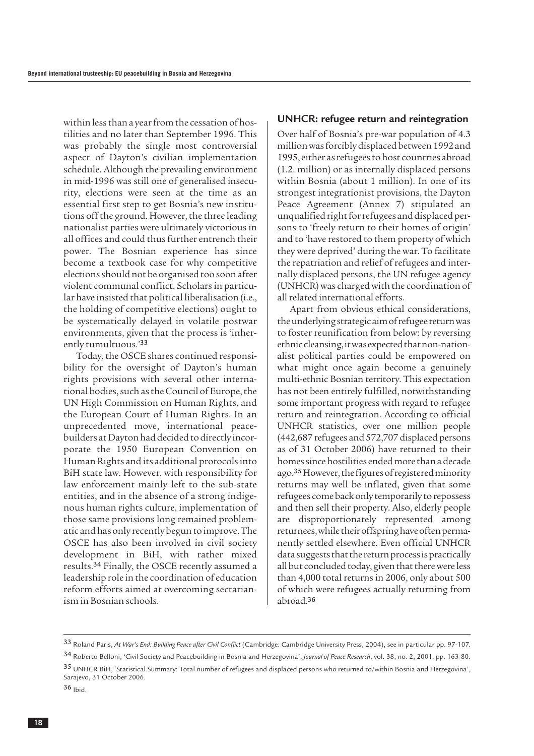within less than a year from the cessation of hostilities and no later than September 1996. This was probably the single most controversial aspect of Dayton's civilian implementation schedule. Although the prevailing environment in mid-1996 was still one of generalised insecurity, elections were seen at the time as an essential first step to get Bosnia's new institutions off the ground. However, the three leading nationalist parties were ultimately victorious in all offices and could thus further entrench their power. The Bosnian experience has since become a textbook case for why competitive elections should not be organised too soon after violent communal conflict. Scholars in particular have insisted that political liberalisation (i.e., the holding of competitive elections) ought to be systematically delayed in volatile postwar environments, given that the process is 'inherently tumultuous.'[33]

Today, the OSCE shares continued responsibility for the oversight of Dayton's human rights provisions with several other international bodies, such as the Council of Europe, the UN High Commission on Human Rights, and the European Court of Human Rights. In an unprecedented move, international peacebuilders at Dayton had decided to directly incorporate the 1950 European Convention on Human Rights and its additional protocols into BiH state law. However, with responsibility for law enforcement mainly left to the sub-state entities, and in the absence of a strong indigenous human rights culture, implementation of those same provisions long remained problematic and has only recently begun to improve. The OSCE has also been involved in civil society development in BiH, with rather mixed results.[34] Finally, the OSCE recently assumed a leadership role in the coordination of education reform efforts aimed at overcoming sectarianism in Bosnian schools.

## UNHCR: refugee return and reintegration

Over half of Bosnia's pre-war population of 4.3 million was forcibly displaced between 1992 and 1995, either as refugees to host countries abroad (1.2. million) or as internally displaced persons within Bosnia (about 1 million). In one of its strongest integrationist provisions, the Dayton Peace Agreement (Annex 7) stipulated an unqualified right for refugees and displaced persons to 'freely return to their homes of origin' and to 'have restored to them property of which they were deprived' during the war. To facilitate the repatriation and relief of refugees and internally displaced persons, the UN refugee agency (UNHCR) was charged with the coordination of all related international efforts.

Apart from obvious ethical considerations, the underlying strategic aim of refugee return was to foster reunification from below: by reversing ethnic cleansing, it was expected that non-nationalist political parties could be empowered on what might once again become a genuinely multi-ethnic Bosnian territory. This expectation has not been entirely fulfilled, notwithstanding some important progress with regard to refugee return and reintegration. According to official UNHCR statistics, over one million people (442,687 refugees and 572,707 displaced persons as of 31 October 2006) have returned to their homes since hostilities ended more than a decade ago.[35] However, the figures of registered minority returns may well be inflated, given that some refugees come back only temporarily to repossess and then sell their property. Also, elderly people are disproportionately represented among returnees, while their offspring have often permanently settled elsewhere. Even official UNHCR data suggests that the return process is practically all but concluded today, given that there were less than 4,000 total returns in 2006, only about 500 of which were refugees actually returning from abroad.[36]

---

33 Roland Paris, *At War's End: Building Peace after Civil Conflict* (Cambridge: Cambridge University Press, 2004), see in particular pp. 97-107.

34 Roberto Belloni, 'Civil Society and Peacebuilding in Bosnia and Herzegovina', *Journal of Peace Research*, vol. 38, no. 2, 2001, pp. 163-80.

35 UNHCR BiH, 'Statistical Summary: Total number of refugees and displaced persons who returned to/within Bosnia and Herzegovina', Sarajevo, 31 October 2006.

36 Ibid.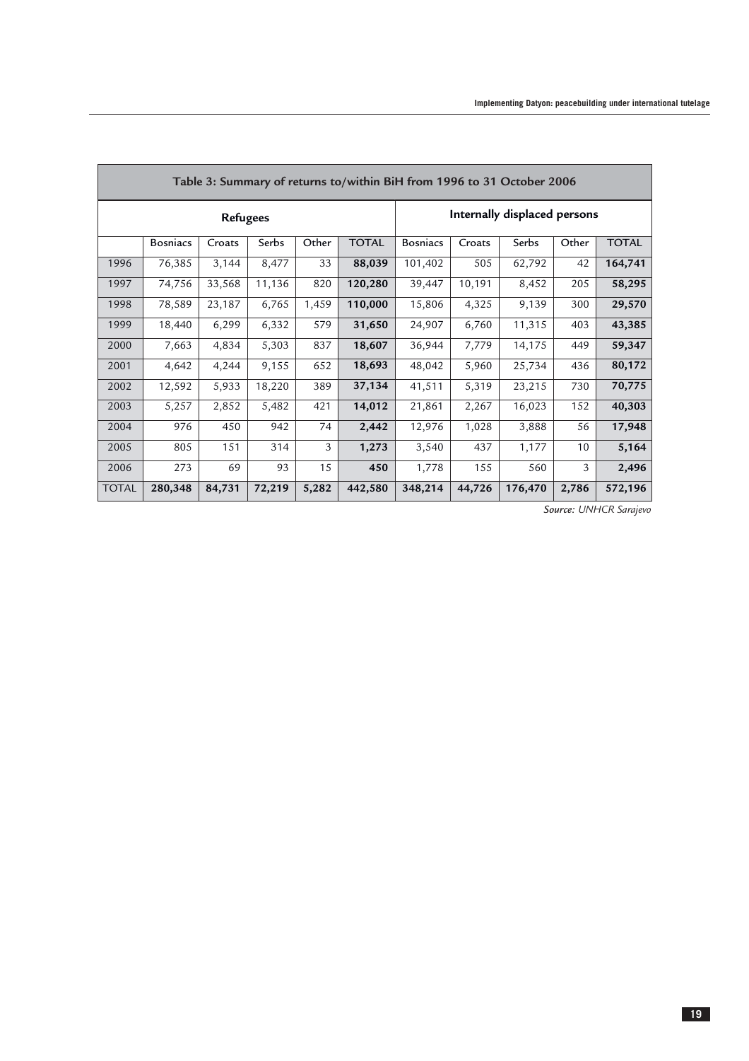**Table 3: Summary of returns to/within BiH from 1996 to 31 October 2006**

| | Refugees | | | | | Internally displaced persons | | | | |
|---|---|---|---|---|---|---|---|---|---|---|
| | Bosniacs | Croats | Serbs | Other | TOTAL | Bosniacs | Croats | Serbs | Other | TOTAL |
| 1996 | 76,385 | 3,144 | 8,477 | 33 | **88,039** | 101,402 | 505 | 62,792 | 42 | **164,741** |
| 1997 | 74,756 | 33,568 | 11,136 | 820 | **120,280** | 39,447 | 10,191 | 8,452 | 205 | **58,295** |
| 1998 | 78,589 | 23,187 | 6,765 | 1,459 | **110,000** | 15,806 | 4,325 | 9,139 | 300 | **29,570** |
| 1999 | 18,440 | 6,299 | 6,332 | 579 | **31,650** | 24,907 | 6,760 | 11,315 | 403 | **43,385** |
| 2000 | 7,663 | 4,834 | 5,303 | 837 | **18,607** | 36,944 | 7,779 | 14,175 | 449 | **59,347** |
| 2001 | 4,642 | 4,244 | 9,155 | 652 | **18,693** | 48,042 | 5,960 | 25,734 | 436 | **80,172** |
| 2002 | 12,592 | 5,933 | 18,220 | 389 | **37,134** | 41,511 | 5,319 | 23,215 | 730 | **70,775** |
| 2003 | 5,257 | 2,852 | 5,482 | 421 | **14,012** | 21,861 | 2,267 | 16,023 | 152 | **40,303** |
| 2004 | 976 | 450 | 942 | 74 | **2,442** | 12,976 | 1,028 | 3,888 | 56 | **17,948** |
| 2005 | 805 | 151 | 314 | 3 | **1,273** | 3,540 | 437 | 1,177 | 10 | **5,164** |
| 2006 | 273 | 69 | 93 | 15 | **450** | 1,778 | 155 | 560 | 3 | **2,496** |
| TOTAL | **280,348** | **84,731** | **72,219** | **5,282** | **442,580** | **348,214** | **44,726** | **176,470** | **2,786** | **572,196** |

***Source:*** *UNHCR Sarajevo*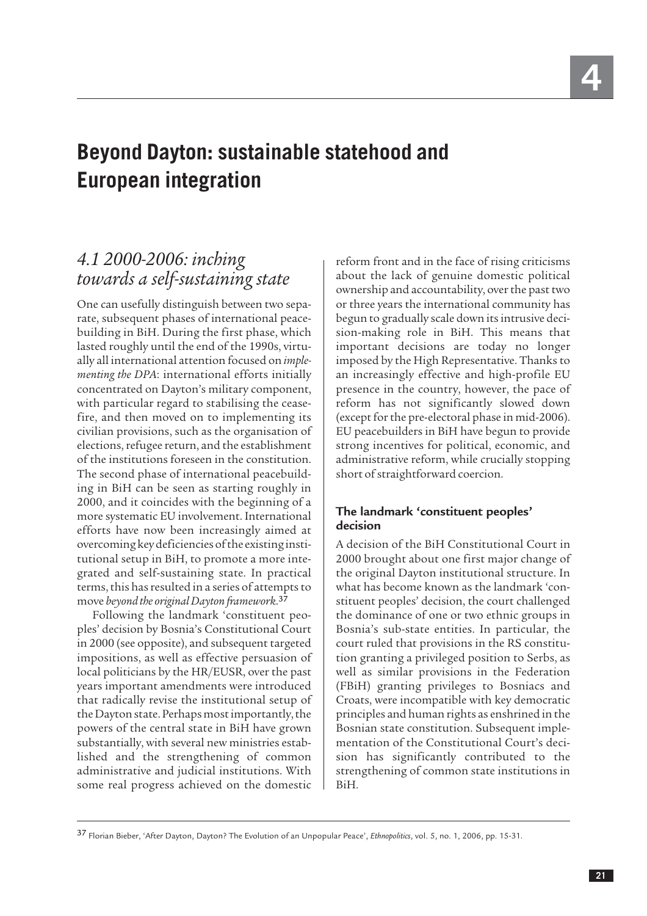# 4

# Beyond Dayton: sustainable statehood and European integration

## *4.1 2000-2006: inching towards a self-sustaining state*

One can usefully distinguish between two separate, subsequent phases of international peacebuilding in BiH. During the first phase, which lasted roughly until the end of the 1990s, virtually all international attention focused on *implementing the DPA*: international efforts initially concentrated on Dayton's military component, with particular regard to stabilising the ceasefire, and then moved on to implementing its civilian provisions, such as the organisation of elections, refugee return, and the establishment of the institutions foreseen in the constitution. The second phase of international peacebuilding in BiH can be seen as starting roughly in 2000, and it coincides with the beginning of a more systematic EU involvement. International efforts have now been increasingly aimed at overcoming key deficiencies of the existing institutional setup in BiH, to promote a more integrated and self-sustaining state. In practical terms, this has resulted in a series of attempts to move *beyond the original Dayton framework*.[37]

Following the landmark 'constituent peoples' decision by Bosnia's Constitutional Court in 2000 (see opposite), and subsequent targeted impositions, as well as effective persuasion of local politicians by the HR/EUSR, over the past years important amendments were introduced that radically revise the institutional setup of the Dayton state. Perhaps most importantly, the powers of the central state in BiH have grown substantially, with several new ministries established and the strengthening of common administrative and judicial institutions. With some real progress achieved on the domestic reform front and in the face of rising criticisms about the lack of genuine domestic political ownership and accountability, over the past two or three years the international community has begun to gradually scale down its intrusive decision-making role in BiH. This means that important decisions are today no longer imposed by the High Representative. Thanks to an increasingly effective and high-profile EU presence in the country, however, the pace of reform has not significantly slowed down (except for the pre-electoral phase in mid-2006). EU peacebuilders in BiH have begun to provide strong incentives for political, economic, and administrative reform, while crucially stopping short of straightforward coercion.

### The landmark 'constituent peoples' decision

A decision of the BiH Constitutional Court in 2000 brought about one first major change of the original Dayton institutional structure. In what has become known as the landmark 'constituent peoples' decision, the court challenged the dominance of one or two ethnic groups in Bosnia's sub-state entities. In particular, the court ruled that provisions in the RS constitution granting a privileged position to Serbs, as well as similar provisions in the Federation (FBiH) granting privileges to Bosniacs and Croats, were incompatible with key democratic principles and human rights as enshrined in the Bosnian state constitution. Subsequent implementation of the Constitutional Court's decision has significantly contributed to the strengthening of common state institutions in BiH.

---

[37] Florian Bieber, 'After Dayton, Dayton? The Evolution of an Unpopular Peace', *Ethnopolitics*, vol. 5, no. 1, 2006, pp. 15-31.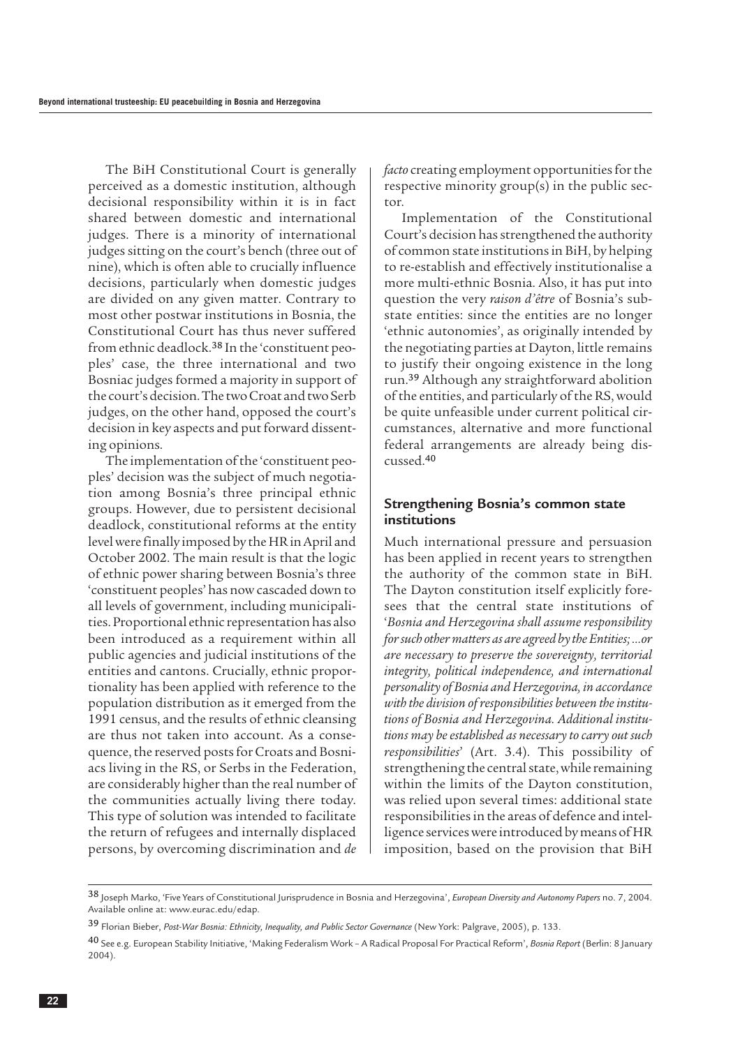The BiH Constitutional Court is generally perceived as a domestic institution, although decisional responsibility within it is in fact shared between domestic and international judges. There is a minority of international judges sitting on the court's bench (three out of nine), which is often able to crucially influence decisions, particularly when domestic judges are divided on any given matter. Contrary to most other postwar institutions in Bosnia, the Constitutional Court has thus never suffered from ethnic deadlock.[38] In the 'constituent peoples' case, the three international and two Bosniac judges formed a majority in support of the court's decision. The two Croat and two Serb judges, on the other hand, opposed the court's decision in key aspects and put forward dissenting opinions.

The implementation of the 'constituent peoples' decision was the subject of much negotiation among Bosnia's three principal ethnic groups. However, due to persistent decisional deadlock, constitutional reforms at the entity level were finally imposed by the HR in April and October 2002. The main result is that the logic of ethnic power sharing between Bosnia's three 'constituent peoples' has now cascaded down to all levels of government, including municipalities. Proportional ethnic representation has also been introduced as a requirement within all public agencies and judicial institutions of the entities and cantons. Crucially, ethnic proportionality has been applied with reference to the population distribution as it emerged from the 1991 census, and the results of ethnic cleansing are thus not taken into account. As a consequence, the reserved posts for Croats and Bosniacs living in the RS, or Serbs in the Federation, are considerably higher than the real number of the communities actually living there today. This type of solution was intended to facilitate the return of refugees and internally displaced persons, by overcoming discrimination and *de facto* creating employment opportunities for the respective minority group(s) in the public sector.

Implementation of the Constitutional Court's decision has strengthened the authority of common state institutions in BiH, by helping to re-establish and effectively institutionalise a more multi-ethnic Bosnia. Also, it has put into question the very *raison d'être* of Bosnia's sub-state entities: since the entities are no longer 'ethnic autonomies', as originally intended by the negotiating parties at Dayton, little remains to justify their ongoing existence in the long run.[39] Although any straightforward abolition of the entities, and particularly of the RS, would be quite unfeasible under current political circumstances, alternative and more functional federal arrangements are already being discussed.[40]

### Strengthening Bosnia's common state institutions

Much international pressure and persuasion has been applied in recent years to strengthen the authority of the common state in BiH. The Dayton constitution itself explicitly foresees that the central state institutions of '*Bosnia and Herzegovina shall assume responsibility for such other matters as are agreed by the Entities; ...or are necessary to preserve the sovereignty, territorial integrity, political independence, and international personality of Bosnia and Herzegovina, in accordance with the division of responsibilities between the institutions of Bosnia and Herzegovina. Additional institutions may be established as necessary to carry out such responsibilities*' (Art. 3.4). This possibility of strengthening the central state, while remaining within the limits of the Dayton constitution, was relied upon several times: additional state responsibilities in the areas of defence and intelligence services were introduced by means of HR imposition, based on the provision that BiH

---

38 Joseph Marko, 'Five Years of Constitutional Jurisprudence in Bosnia and Herzegovina', *European Diversity and Autonomy Papers* no. 7, 2004. Available online at: www.eurac.edu/edap.

39 Florian Bieber, *Post-War Bosnia: Ethnicity, Inequality, and Public Sector Governance* (New York: Palgrave, 2005), p. 133.

40 See e.g. European Stability Initiative, 'Making Federalism Work – A Radical Proposal For Practical Reform', *Bosnia Report* (Berlin: 8 January 2004).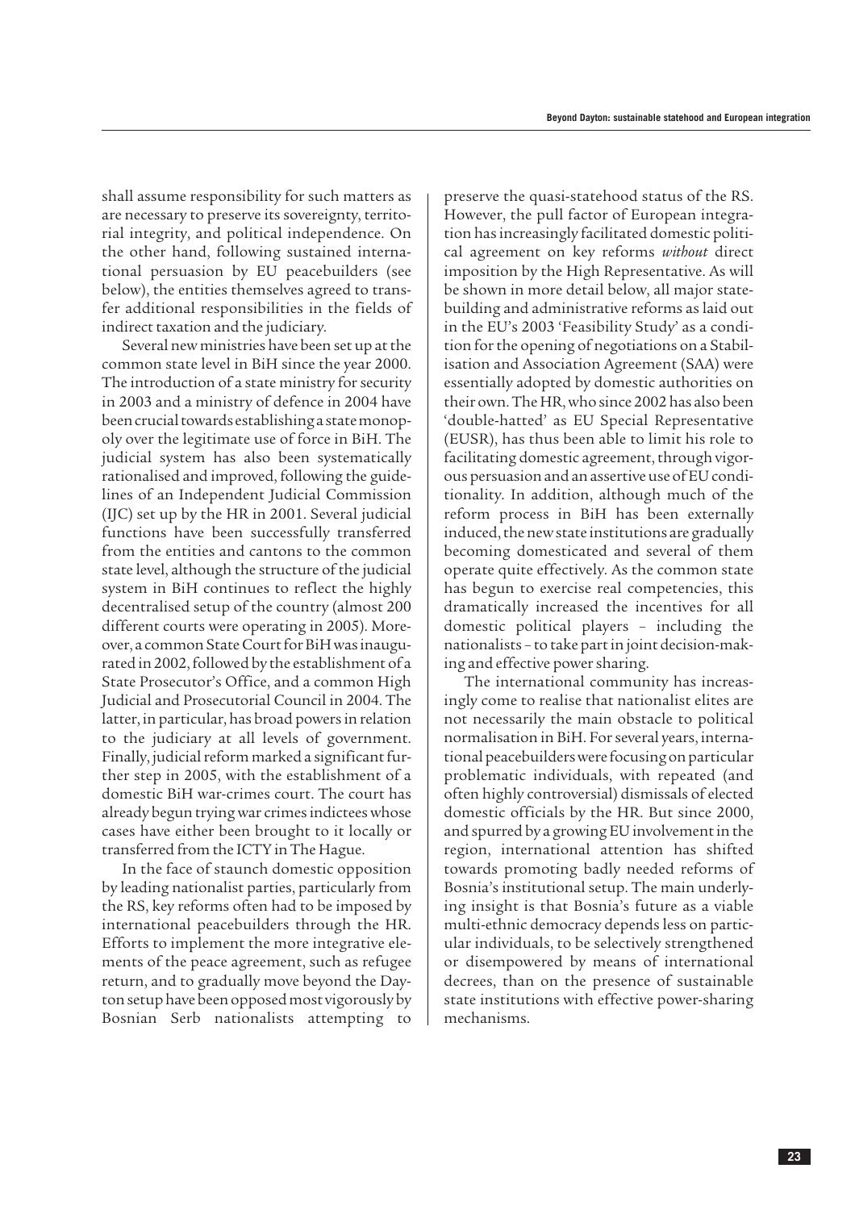shall assume responsibility for such matters as are necessary to preserve its sovereignty, territorial integrity, and political independence. On the other hand, following sustained international persuasion by EU peacebuilders (see below), the entities themselves agreed to transfer additional responsibilities in the fields of indirect taxation and the judiciary.

Several new ministries have been set up at the common state level in BiH since the year 2000. The introduction of a state ministry for security in 2003 and a ministry of defence in 2004 have been crucial towards establishing a state monopoly over the legitimate use of force in BiH. The judicial system has also been systematically rationalised and improved, following the guidelines of an Independent Judicial Commission (IJC) set up by the HR in 2001. Several judicial functions have been successfully transferred from the entities and cantons to the common state level, although the structure of the judicial system in BiH continues to reflect the highly decentralised setup of the country (almost 200 different courts were operating in 2005). Moreover, a common State Court for BiH was inaugurated in 2002, followed by the establishment of a State Prosecutor's Office, and a common High Judicial and Prosecutorial Council in 2004. The latter, in particular, has broad powers in relation to the judiciary at all levels of government. Finally, judicial reform marked a significant further step in 2005, with the establishment of a domestic BiH war-crimes court. The court has already begun trying war crimes indictees whose cases have either been brought to it locally or transferred from the ICTY in The Hague.

In the face of staunch domestic opposition by leading nationalist parties, particularly from the RS, key reforms often had to be imposed by international peacebuilders through the HR. Efforts to implement the more integrative elements of the peace agreement, such as refugee return, and to gradually move beyond the Dayton setup have been opposed most vigorously by Bosnian Serb nationalists attempting to preserve the quasi-statehood status of the RS. However, the pull factor of European integration has increasingly facilitated domestic political agreement on key reforms *without* direct imposition by the High Representative. As will be shown in more detail below, all major statebuilding and administrative reforms as laid out in the EU's 2003 'Feasibility Study' as a condition for the opening of negotiations on a Stabilisation and Association Agreement (SAA) were essentially adopted by domestic authorities on their own. The HR, who since 2002 has also been 'double-hatted' as EU Special Representative (EUSR), has thus been able to limit his role to facilitating domestic agreement, through vigorous persuasion and an assertive use of EU conditionality. In addition, although much of the reform process in BiH has been externally induced, the new state institutions are gradually becoming domesticated and several of them operate quite effectively. As the common state has begun to exercise real competencies, this dramatically increased the incentives for all domestic political players – including the nationalists – to take part in joint decision-making and effective power sharing.

The international community has increasingly come to realise that nationalist elites are not necessarily the main obstacle to political normalisation in BiH. For several years, international peacebuilders were focusing on particular problematic individuals, with repeated (and often highly controversial) dismissals of elected domestic officials by the HR. But since 2000, and spurred by a growing EU involvement in the region, international attention has shifted towards promoting badly needed reforms of Bosnia's institutional setup. The main underlying insight is that Bosnia's future as a viable multi-ethnic democracy depends less on particular individuals, to be selectively strengthened or disempowered by means of international decrees, than on the presence of sustainable state institutions with effective power-sharing mechanisms.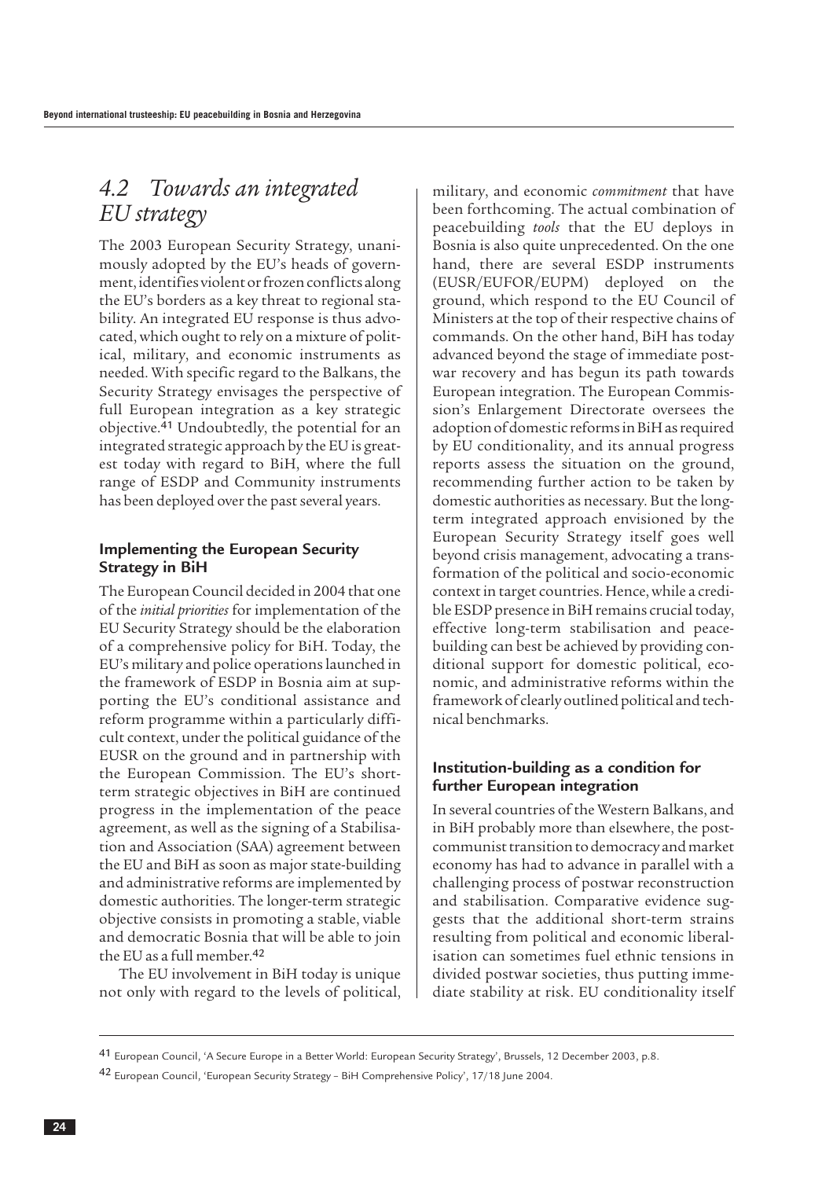## *4.2 Towards an integrated EU strategy*

The 2003 European Security Strategy, unanimously adopted by the EU's heads of government, identifies violent or frozen conflicts along the EU's borders as a key threat to regional stability. An integrated EU response is thus advocated, which ought to rely on a mixture of political, military, and economic instruments as needed. With specific regard to the Balkans, the Security Strategy envisages the perspective of full European integration as a key strategic objective.[41] Undoubtedly, the potential for an integrated strategic approach by the EU is greatest today with regard to BiH, where the full range of ESDP and Community instruments has been deployed over the past several years.

### Implementing the European Security Strategy in BiH

The European Council decided in 2004 that one of the *initial priorities* for implementation of the EU Security Strategy should be the elaboration of a comprehensive policy for BiH. Today, the EU's military and police operations launched in the framework of ESDP in Bosnia aim at supporting the EU's conditional assistance and reform programme within a particularly difficult context, under the political guidance of the EUSR on the ground and in partnership with the European Commission. The EU's short-term strategic objectives in BiH are continued progress in the implementation of the peace agreement, as well as the signing of a Stabilisation and Association (SAA) agreement between the EU and BiH as soon as major state-building and administrative reforms are implemented by domestic authorities. The longer-term strategic objective consists in promoting a stable, viable and democratic Bosnia that will be able to join the EU as a full member.[42]

The EU involvement in BiH today is unique not only with regard to the levels of political, military, and economic *commitment* that have been forthcoming. The actual combination of peacebuilding *tools* that the EU deploys in Bosnia is also quite unprecedented. On the one hand, there are several ESDP instruments (EUSR/EUFOR/EUPM) deployed on the ground, which respond to the EU Council of Ministers at the top of their respective chains of commands. On the other hand, BiH has today advanced beyond the stage of immediate postwar recovery and has begun its path towards European integration. The European Commission's Enlargement Directorate oversees the adoption of domestic reforms in BiH as required by EU conditionality, and its annual progress reports assess the situation on the ground, recommending further action to be taken by domestic authorities as necessary. But the long-term integrated approach envisioned by the European Security Strategy itself goes well beyond crisis management, advocating a transformation of the political and socio-economic context in target countries. Hence, while a credible ESDP presence in BiH remains crucial today, effective long-term stabilisation and peacebuilding can best be achieved by providing conditional support for domestic political, economic, and administrative reforms within the framework of clearly outlined political and technical benchmarks.

### Institution-building as a condition for further European integration

In several countries of the Western Balkans, and in BiH probably more than elsewhere, the post-communist transition to democracy and market economy has had to advance in parallel with a challenging process of postwar reconstruction and stabilisation. Comparative evidence suggests that the additional short-term strains resulting from political and economic liberalisation can sometimes fuel ethnic tensions in divided postwar societies, thus putting immediate stability at risk. EU conditionality itself

---

[41] European Council, 'A Secure Europe in a Better World: European Security Strategy', Brussels, 12 December 2003, p.8.

[42] European Council, 'European Security Strategy – BiH Comprehensive Policy', 17/18 June 2004.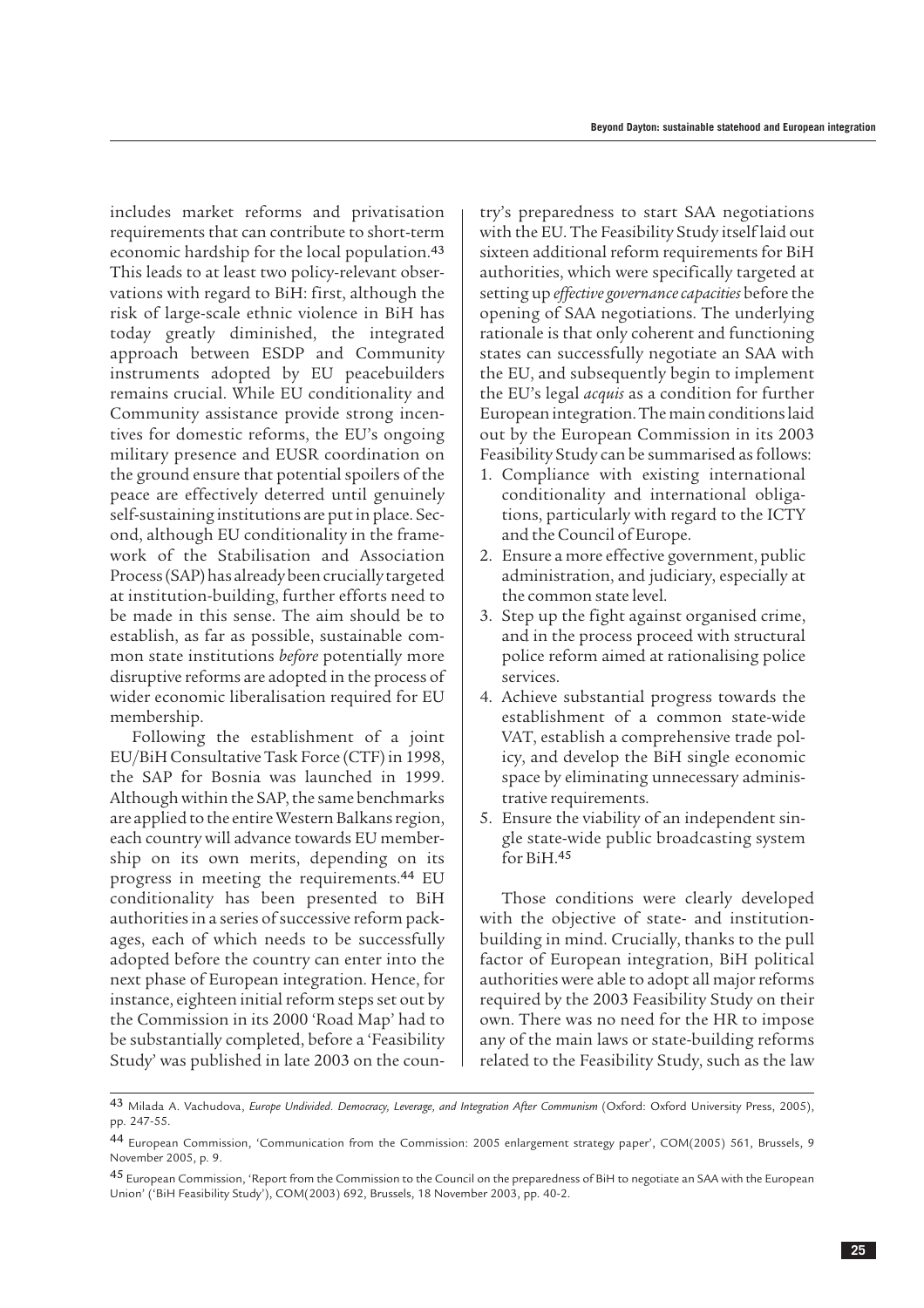includes market reforms and privatisation requirements that can contribute to short-term economic hardship for the local population.[43] This leads to at least two policy-relevant observations with regard to BiH: first, although the risk of large-scale ethnic violence in BiH has today greatly diminished, the integrated approach between ESDP and Community instruments adopted by EU peacebuilders remains crucial. While EU conditionality and Community assistance provide strong incentives for domestic reforms, the EU's ongoing military presence and EUSR coordination on the ground ensure that potential spoilers of the peace are effectively deterred until genuinely self-sustaining institutions are put in place. Second, although EU conditionality in the framework of the Stabilisation and Association Process (SAP) has already been crucially targeted at institution-building, further efforts need to be made in this sense. The aim should be to establish, as far as possible, sustainable common state institutions *before* potentially more disruptive reforms are adopted in the process of wider economic liberalisation required for EU membership.

Following the establishment of a joint EU/BiH Consultative Task Force (CTF) in 1998, the SAP for Bosnia was launched in 1999. Although within the SAP, the same benchmarks are applied to the entire Western Balkans region, each country will advance towards EU membership on its own merits, depending on its progress in meeting the requirements.[44] EU conditionality has been presented to BiH authorities in a series of successive reform packages, each of which needs to be successfully adopted before the country can enter into the next phase of European integration. Hence, for instance, eighteen initial reform steps set out by the Commission in its 2000 'Road Map' had to be substantially completed, before a 'Feasibility Study' was published in late 2003 on the country's preparedness to start SAA negotiations with the EU. The Feasibility Study itself laid out sixteen additional reform requirements for BiH authorities, which were specifically targeted at setting up *effective governance capacities* before the opening of SAA negotiations. The underlying rationale is that only coherent and functioning states can successfully negotiate an SAA with the EU, and subsequently begin to implement the EU's legal *acquis* as a condition for further European integration. The main conditions laid out by the European Commission in its 2003 Feasibility Study can be summarised as follows:

1. Compliance with existing international conditionality and international obligations, particularly with regard to the ICTY and the Council of Europe.
2. Ensure a more effective government, public administration, and judiciary, especially at the common state level.
3. Step up the fight against organised crime, and in the process proceed with structural police reform aimed at rationalising police services.
4. Achieve substantial progress towards the establishment of a common state-wide VAT, establish a comprehensive trade policy, and develop the BiH single economic space by eliminating unnecessary administrative requirements.
5. Ensure the viability of an independent single state-wide public broadcasting system for BiH.[45]

Those conditions were clearly developed with the objective of state- and institution-building in mind. Crucially, thanks to the pull factor of European integration, BiH political authorities were able to adopt all major reforms required by the 2003 Feasibility Study on their own. There was no need for the HR to impose any of the main laws or state-building reforms related to the Feasibility Study, such as the law

---

43 Milada A. Vachudova, *Europe Undivided. Democracy, Leverage, and Integration After Communism* (Oxford: Oxford University Press, 2005), pp. 247-55.

44 European Commission, 'Communication from the Commission: 2005 enlargement strategy paper', COM(2005) 561, Brussels, 9 November 2005, p. 9.

45 European Commission, 'Report from the Commission to the Council on the preparedness of BiH to negotiate an SAA with the European Union' ('BiH Feasibility Study'), COM(2003) 692, Brussels, 18 November 2003, pp. 40-2.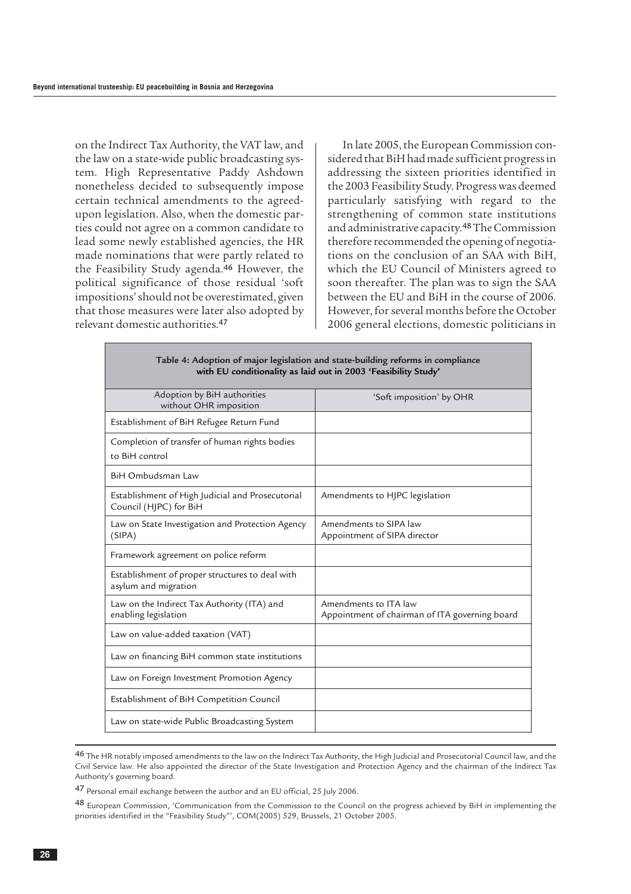on the Indirect Tax Authority, the VAT law, and the law on a state-wide public broadcasting system. High Representative Paddy Ashdown nonetheless decided to subsequently impose certain technical amendments to the agreed-upon legislation. Also, when the domestic parties could not agree on a common candidate to lead some newly established agencies, the HR made nominations that were partly related to the Feasibility Study agenda.[46] However, the political significance of those residual 'soft impositions' should not be overestimated, given that those measures were later also adopted by relevant domestic authorities.[47]

In late 2005, the European Commission considered that BiH had made sufficient progress in addressing the sixteen priorities identified in the 2003 Feasibility Study. Progress was deemed particularly satisfying with regard to the strengthening of common state institutions and administrative capacity.[48] The Commission therefore recommended the opening of negotiations on the conclusion of an SAA with BiH, which the EU Council of Ministers agreed to soon thereafter. The plan was to sign the SAA between the EU and BiH in the course of 2006. However, for several months before the October 2006 general elections, domestic politicians in

**Table 4: Adoption of major legislation and state-building reforms in compliance with EU conditionality as laid out in 2003 'Feasibility Study'**

| Adoption by BiH authorities without OHR imposition | 'Soft imposition' by OHR |
|---|---|
| Establishment of BiH Refugee Return Fund | |
| Completion of transfer of human rights bodies to BiH control | |
| BiH Ombudsman Law | |
| Establishment of High Judicial and Prosecutorial Council (HJPC) for BiH | Amendments to HJPC legislation |
| Law on State Investigation and Protection Agency (SIPA) | Amendments to SIPA law<br>Appointment of SIPA director |
| Framework agreement on police reform | |
| Establishment of proper structures to deal with asylum and migration | |
| Law on the Indirect Tax Authority (ITA) and enabling legislation | Amendments to ITA law<br>Appointment of chairman of ITA governing board |
| Law on value-added taxation (VAT) | |
| Law on financing BiH common state institutions | |
| Law on Foreign Investment Promotion Agency | |
| Establishment of BiH Competition Council | |
| Law on state-wide Public Broadcasting System | |

[46] The HR notably imposed amendments to the law on the Indirect Tax Authority, the High Judicial and Prosecutorial Council law, and the Civil Service law. He also appointed the director of the State Investigation and Protection Agency and the chairman of the Indirect Tax Authority's governing board.

[47] Personal email exchange between the author and an EU official, 25 July 2006.

[48] European Commission, 'Communication from the Commission to the Council on the progress achieved by BiH in implementing the priorities identified in the "Feasibility Study"', COM(2005) 529, Brussels, 21 October 2005.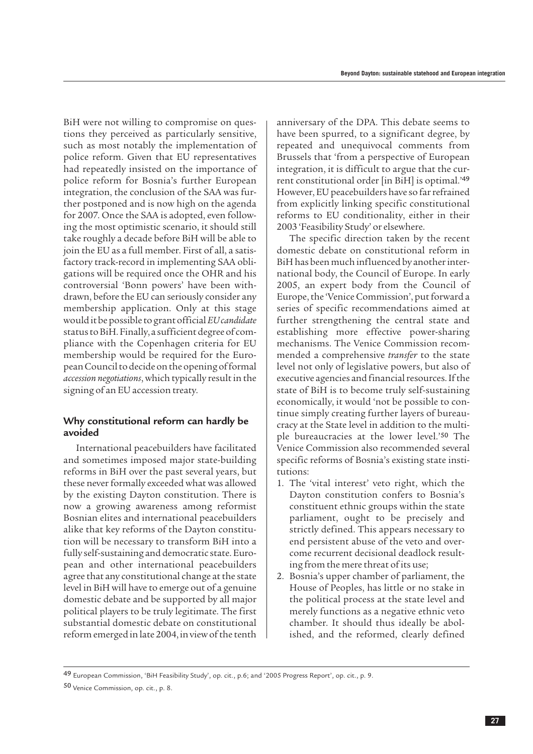BiH were not willing to compromise on questions they perceived as particularly sensitive, such as most notably the implementation of police reform. Given that EU representatives had repeatedly insisted on the importance of police reform for Bosnia's further European integration, the conclusion of the SAA was further postponed and is now high on the agenda for 2007. Once the SAA is adopted, even following the most optimistic scenario, it should still take roughly a decade before BiH will be able to join the EU as a full member. First of all, a satisfactory track-record in implementing SAA obligations will be required once the OHR and his controversial 'Bonn powers' have been withdrawn, before the EU can seriously consider any membership application. Only at this stage would it be possible to grant official *EU candidate* status to BiH. Finally, a sufficient degree of compliance with the Copenhagen criteria for EU membership would be required for the European Council to decide on the opening of formal *accession negotiations*, which typically result in the signing of an EU accession treaty.

### Why constitutional reform can hardly be avoided

International peacebuilders have facilitated and sometimes imposed major state-building reforms in BiH over the past several years, but these never formally exceeded what was allowed by the existing Dayton constitution. There is now a growing awareness among reformist Bosnian elites and international peacebuilders alike that key reforms of the Dayton constitution will be necessary to transform BiH into a fully self-sustaining and democratic state. European and other international peacebuilders agree that any constitutional change at the state level in BiH will have to emerge out of a genuine domestic debate and be supported by all major political players to be truly legitimate. The first substantial domestic debate on constitutional reform emerged in late 2004, in view of the tenth anniversary of the DPA. This debate seems to have been spurred, to a significant degree, by repeated and unequivocal comments from Brussels that 'from a perspective of European integration, it is difficult to argue that the current constitutional order [in BiH] is optimal.'[49] However, EU peacebuilders have so far refrained from explicitly linking specific constitutional reforms to EU conditionality, either in their 2003 'Feasibility Study' or elsewhere.

The specific direction taken by the recent domestic debate on constitutional reform in BiH has been much influenced by another international body, the Council of Europe. In early 2005, an expert body from the Council of Europe, the 'Venice Commission', put forward a series of specific recommendations aimed at further strengthening the central state and establishing more effective power-sharing mechanisms. The Venice Commission recommended a comprehensive *transfer* to the state level not only of legislative powers, but also of executive agencies and financial resources. If the state of BiH is to become truly self-sustaining economically, it would 'not be possible to continue simply creating further layers of bureaucracy at the State level in addition to the multiple bureaucracies at the lower level.'[50] The Venice Commission also recommended several specific reforms of Bosnia's existing state institutions:

1. The 'vital interest' veto right, which the Dayton constitution confers to Bosnia's constituent ethnic groups within the state parliament, ought to be precisely and strictly defined. This appears necessary to end persistent abuse of the veto and overcome recurrent decisional deadlock resulting from the mere threat of its use;
2. Bosnia's upper chamber of parliament, the House of Peoples, has little or no stake in the political process at the state level and merely functions as a negative ethnic veto chamber. It should thus ideally be abolished, and the reformed, clearly defined

[49] European Commission, 'BiH Feasibility Study', op. cit., p.6; and '2005 Progress Report', op. cit., p. 9.

[50] Venice Commission, op. cit., p. 8.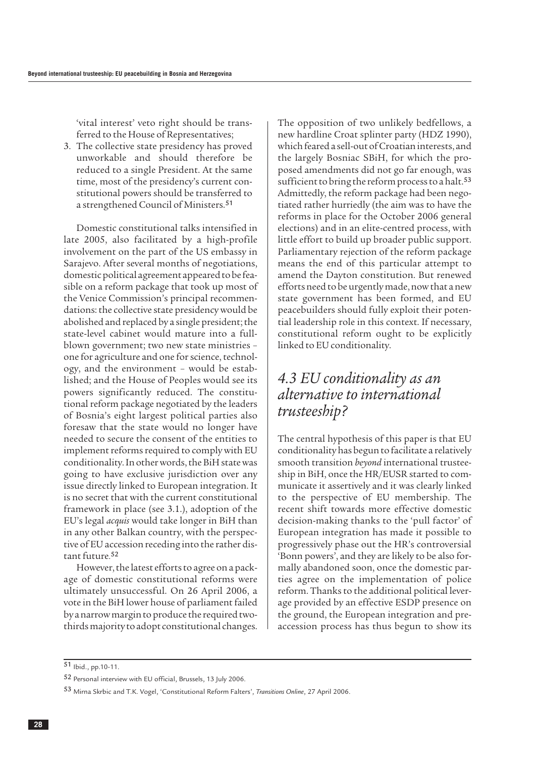'vital interest' veto right should be transferred to the House of Representatives;

3. The collective state presidency has proved unworkable and should therefore be reduced to a single President. At the same time, most of the presidency's current constitutional powers should be transferred to a strengthened Council of Ministers.[51]

Domestic constitutional talks intensified in late 2005, also facilitated by a high-profile involvement on the part of the US embassy in Sarajevo. After several months of negotiations, domestic political agreement appeared to be feasible on a reform package that took up most of the Venice Commission's principal recommendations: the collective state presidency would be abolished and replaced by a single president; the state-level cabinet would mature into a full-blown government; two new state ministries – one for agriculture and one for science, technology, and the environment – would be established; and the House of Peoples would see its powers significantly reduced. The constitutional reform package negotiated by the leaders of Bosnia's eight largest political parties also foresaw that the state would no longer have needed to secure the consent of the entities to implement reforms required to comply with EU conditionality. In other words, the BiH state was going to have exclusive jurisdiction over any issue directly linked to European integration. It is no secret that with the current constitutional framework in place (see 3.1.), adoption of the EU's legal *acquis* would take longer in BiH than in any other Balkan country, with the perspective of EU accession receding into the rather distant future.[52]

However, the latest efforts to agree on a package of domestic constitutional reforms were ultimately unsuccessful. On 26 April 2006, a vote in the BiH lower house of parliament failed by a narrow margin to produce the required two-thirds majority to adopt constitutional changes. The opposition of two unlikely bedfellows, a new hardline Croat splinter party (HDZ 1990), which feared a sell-out of Croatian interests, and the largely Bosniac SBiH, for which the proposed amendments did not go far enough, was sufficient to bring the reform process to a halt.[53] Admittedly, the reform package had been negotiated rather hurriedly (the aim was to have the reforms in place for the October 2006 general elections) and in an elite-centred process, with little effort to build up broader public support. Parliamentary rejection of the reform package means the end of this particular attempt to amend the Dayton constitution. But renewed efforts need to be urgently made, now that a new state government has been formed, and EU peacebuilders should fully exploit their potential leadership role in this context. If necessary, constitutional reform ought to be explicitly linked to EU conditionality.

## *4.3 EU conditionality as an alternative to international trusteeship?*

The central hypothesis of this paper is that EU conditionality has begun to facilitate a relatively smooth transition *beyond* international trusteeship in BiH, once the HR/EUSR started to communicate it assertively and it was clearly linked to the perspective of EU membership. The recent shift towards more effective domestic decision-making thanks to the 'pull factor' of European integration has made it possible to progressively phase out the HR's controversial 'Bonn powers', and they are likely to be also formally abandoned soon, once the domestic parties agree on the implementation of police reform. Thanks to the additional political leverage provided by an effective ESDP presence on the ground, the European integration and pre-accession process has thus begun to show its

---

[51] Ibid., pp.10-11.

[52] Personal interview with EU official, Brussels, 13 July 2006.

[53] Mirna Skrbic and T.K. Vogel, 'Constitutional Reform Falters', *Transitions Online*, 27 April 2006.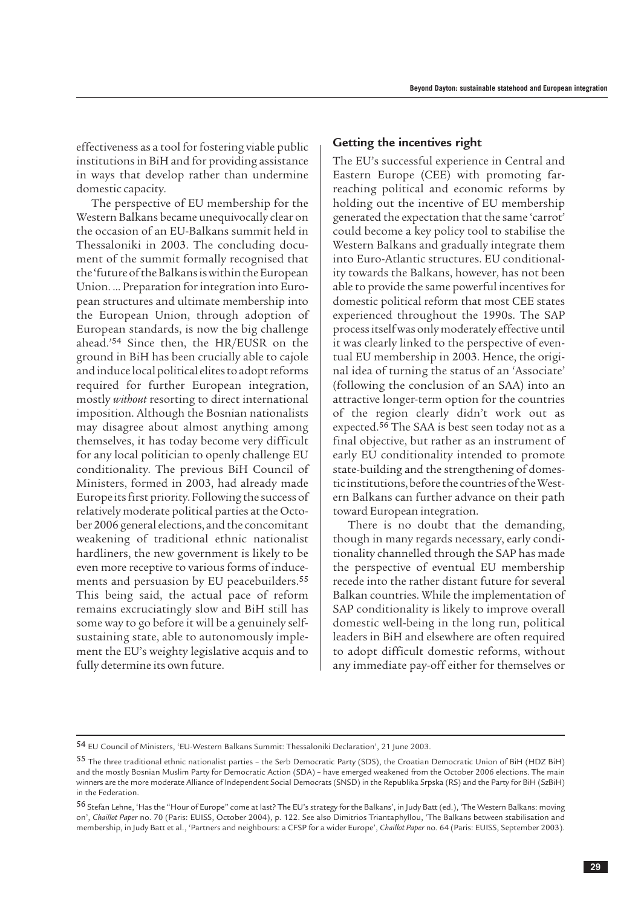effectiveness as a tool for fostering viable public institutions in BiH and for providing assistance in ways that develop rather than undermine domestic capacity.

The perspective of EU membership for the Western Balkans became unequivocally clear on the occasion of an EU-Balkans summit held in Thessaloniki in 2003. The concluding document of the summit formally recognised that the 'future of the Balkans is within the European Union. ... Preparation for integration into European structures and ultimate membership into the European Union, through adoption of European standards, is now the big challenge ahead.'[54] Since then, the HR/EUSR on the ground in BiH has been crucially able to cajole and induce local political elites to adopt reforms required for further European integration, mostly *without* resorting to direct international imposition. Although the Bosnian nationalists may disagree about almost anything among themselves, it has today become very difficult for any local politician to openly challenge EU conditionality. The previous BiH Council of Ministers, formed in 2003, had already made Europe its first priority. Following the success of relatively moderate political parties at the October 2006 general elections, and the concomitant weakening of traditional ethnic nationalist hardliners, the new government is likely to be even more receptive to various forms of inducements and persuasion by EU peacebuilders.[55] This being said, the actual pace of reform remains excruciatingly slow and BiH still has some way to go before it will be a genuinely self-sustaining state, able to autonomously implement the EU's weighty legislative acquis and to fully determine its own future.

## Getting the incentives right

The EU's successful experience in Central and Eastern Europe (CEE) with promoting far-reaching political and economic reforms by holding out the incentive of EU membership generated the expectation that the same 'carrot' could become a key policy tool to stabilise the Western Balkans and gradually integrate them into Euro-Atlantic structures. EU conditionality towards the Balkans, however, has not been able to provide the same powerful incentives for domestic political reform that most CEE states experienced throughout the 1990s. The SAP process itself was only moderately effective until it was clearly linked to the perspective of eventual EU membership in 2003. Hence, the original idea of turning the status of an 'Associate' (following the conclusion of an SAA) into an attractive longer-term option for the countries of the region clearly didn't work out as expected.[56] The SAA is best seen today not as a final objective, but rather as an instrument of early EU conditionality intended to promote state-building and the strengthening of domestic institutions, before the countries of the Western Balkans can further advance on their path toward European integration.

There is no doubt that the demanding, though in many regards necessary, early conditionality channelled through the SAP has made the perspective of eventual EU membership recede into the rather distant future for several Balkan countries. While the implementation of SAP conditionality is likely to improve overall domestic well-being in the long run, political leaders in BiH and elsewhere are often required to adopt difficult domestic reforms, without any immediate pay-off either for themselves or

---

[54] EU Council of Ministers, 'EU-Western Balkans Summit: Thessaloniki Declaration', 21 June 2003.

[55] The three traditional ethnic nationalist parties – the Serb Democratic Party (SDS), the Croatian Democratic Union of BiH (HDZ BiH) and the mostly Bosnian Muslim Party for Democratic Action (SDA) – have emerged weakened from the October 2006 elections. The main winners are the more moderate Alliance of Independent Social Democrats (SNSD) in the Republika Srpska (RS) and the Party for BiH (SzBiH) in the Federation.

[56] Stefan Lehne, 'Has the "Hour of Europe" come at last? The EU's strategy for the Balkans', in Judy Batt (ed.), 'The Western Balkans: moving on', *Chaillot Paper* no. 70 (Paris: EUISS, October 2004), p. 122. See also Dimitrios Triantaphyllou, 'The Balkans between stabilisation and membership, in Judy Batt et al., 'Partners and neighbours: a CFSP for a wider Europe', *Chaillot Paper* no. 64 (Paris: EUISS, September 2003).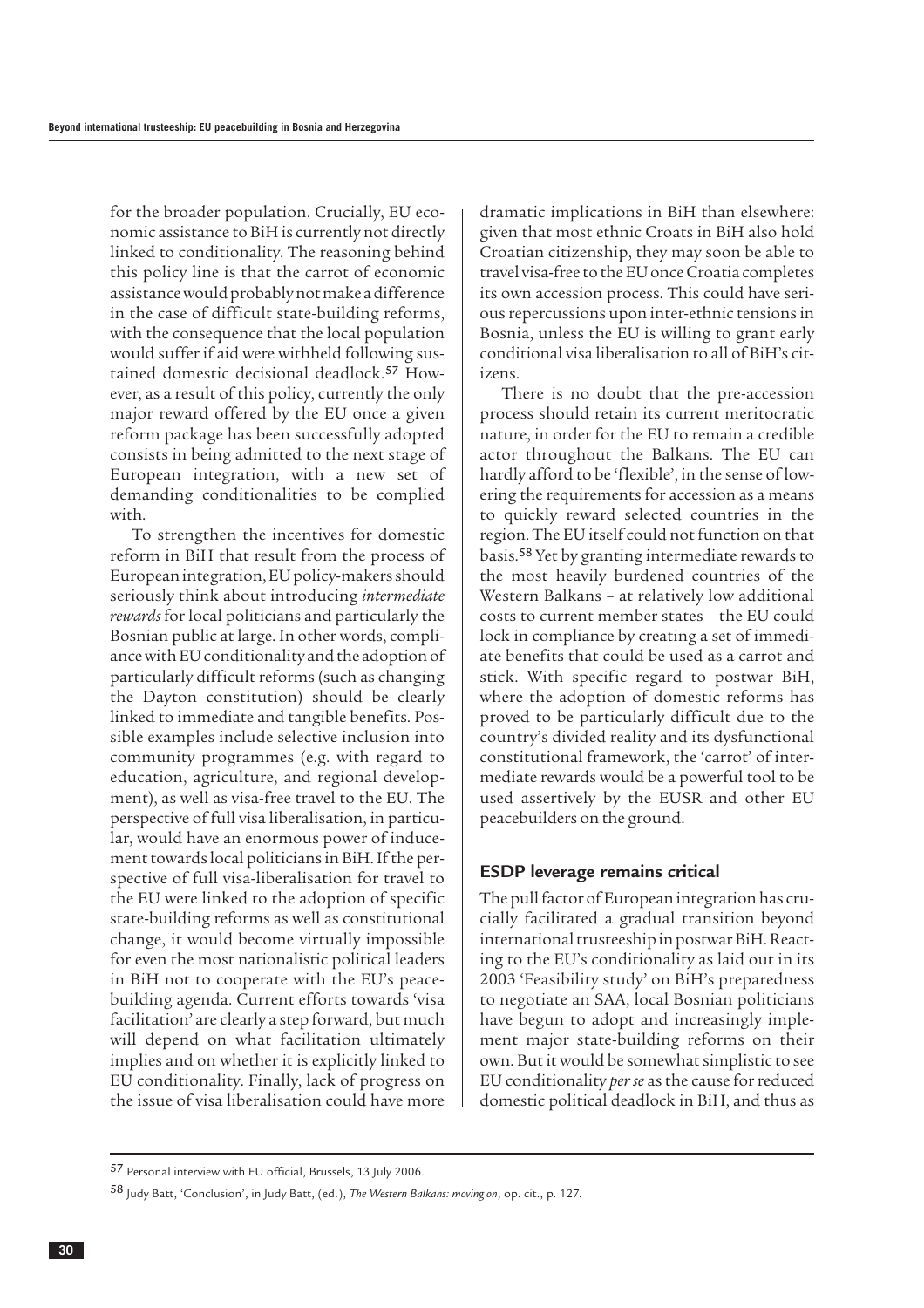for the broader population. Crucially, EU economic assistance to BiH is currently not directly linked to conditionality. The reasoning behind this policy line is that the carrot of economic assistance would probably not make a difference in the case of difficult state-building reforms, with the consequence that the local population would suffer if aid were withheld following sustained domestic decisional deadlock.[57] However, as a result of this policy, currently the only major reward offered by the EU once a given reform package has been successfully adopted consists in being admitted to the next stage of European integration, with a new set of demanding conditionalities to be complied with.

To strengthen the incentives for domestic reform in BiH that result from the process of European integration, EU policy-makers should seriously think about introducing *intermediate rewards* for local politicians and particularly the Bosnian public at large. In other words, compliance with EU conditionality and the adoption of particularly difficult reforms (such as changing the Dayton constitution) should be clearly linked to immediate and tangible benefits. Possible examples include selective inclusion into community programmes (e.g. with regard to education, agriculture, and regional development), as well as visa-free travel to the EU. The perspective of full visa liberalisation, in particular, would have an enormous power of inducement towards local politicians in BiH. If the perspective of full visa-liberalisation for travel to the EU were linked to the adoption of specific state-building reforms as well as constitutional change, it would become virtually impossible for even the most nationalistic political leaders in BiH not to cooperate with the EU's peacebuilding agenda. Current efforts towards 'visa facilitation' are clearly a step forward, but much will depend on what facilitation ultimately implies and on whether it is explicitly linked to EU conditionality. Finally, lack of progress on the issue of visa liberalisation could have more dramatic implications in BiH than elsewhere: given that most ethnic Croats in BiH also hold Croatian citizenship, they may soon be able to travel visa-free to the EU once Croatia completes its own accession process. This could have serious repercussions upon inter-ethnic tensions in Bosnia, unless the EU is willing to grant early conditional visa liberalisation to all of BiH's citizens.

There is no doubt that the pre-accession process should retain its current meritocratic nature, in order for the EU to remain a credible actor throughout the Balkans. The EU can hardly afford to be 'flexible', in the sense of lowering the requirements for accession as a means to quickly reward selected countries in the region. The EU itself could not function on that basis.[58] Yet by granting intermediate rewards to the most heavily burdened countries of the Western Balkans – at relatively low additional costs to current member states – the EU could lock in compliance by creating a set of immediate benefits that could be used as a carrot and stick. With specific regard to postwar BiH, where the adoption of domestic reforms has proved to be particularly difficult due to the country's divided reality and its dysfunctional constitutional framework, the 'carrot' of intermediate rewards would be a powerful tool to be used assertively by the EUSR and other EU peacebuilders on the ground.

### ESDP leverage remains critical

The pull factor of European integration has crucially facilitated a gradual transition beyond international trusteeship in postwar BiH. Reacting to the EU's conditionality as laid out in its 2003 'Feasibility study' on BiH's preparedness to negotiate an SAA, local Bosnian politicians have begun to adopt and increasingly implement major state-building reforms on their own. But it would be somewhat simplistic to see EU conditionality *per se* as the cause for reduced domestic political deadlock in BiH, and thus as

---

[57] Personal interview with EU official, Brussels, 13 July 2006.

[58] Judy Batt, 'Conclusion', in Judy Batt, (ed.), *The Western Balkans: moving on*, op. cit., p. 127.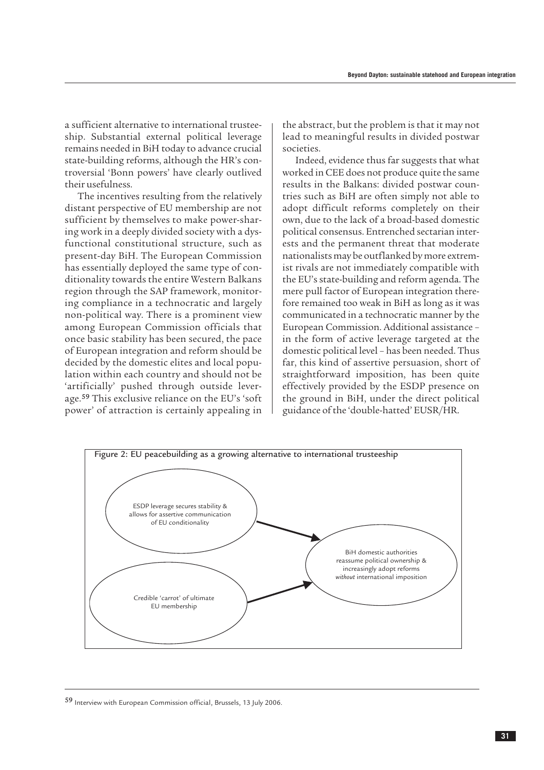a sufficient alternative to international trusteeship. Substantial external political leverage remains needed in BiH today to advance crucial state-building reforms, although the HR's controversial 'Bonn powers' have clearly outlived their usefulness.

The incentives resulting from the relatively distant perspective of EU membership are not sufficient by themselves to make power-sharing work in a deeply divided society with a dysfunctional constitutional structure, such as present-day BiH. The European Commission has essentially deployed the same type of conditionality towards the entire Western Balkans region through the SAP framework, monitoring compliance in a technocratic and largely non-political way. There is a prominent view among European Commission officials that once basic stability has been secured, the pace of European integration and reform should be decided by the domestic elites and local population within each country and should not be 'artificially' pushed through outside leverage.[59] This exclusive reliance on the EU's 'soft power' of attraction is certainly appealing in the abstract, but the problem is that it may not lead to meaningful results in divided postwar societies.

Indeed, evidence thus far suggests that what worked in CEE does not produce quite the same results in the Balkans: divided postwar countries such as BiH are often simply not able to adopt difficult reforms completely on their own, due to the lack of a broad-based domestic political consensus. Entrenched sectarian interests and the permanent threat that moderate nationalists may be outflanked by more extremist rivals are not immediately compatible with the EU's state-building and reform agenda. The mere pull factor of European integration therefore remained too weak in BiH as long as it was communicated in a technocratic manner by the European Commission. Additional assistance – in the form of active leverage targeted at the domestic political level – has been needed. Thus far, this kind of assertive persuasion, short of straightforward imposition, has been quite effectively provided by the ESDP presence on the ground in BiH, under the direct political guidance of the 'double-hatted' EUSR/HR.

Figure 2: EU peacebuilding as a growing alternative to international trusteeship

ESDP leverage secures stability & allows for assertive communication of EU conditionality → BiH domestic authorities reassume political ownership & increasingly adopt reforms *without* international imposition

Credible 'carrot' of ultimate EU membership → BiH domestic authorities reassume political ownership & increasingly adopt reforms *without* international imposition

[59] Interview with European Commission official, Brussels, 13 July 2006.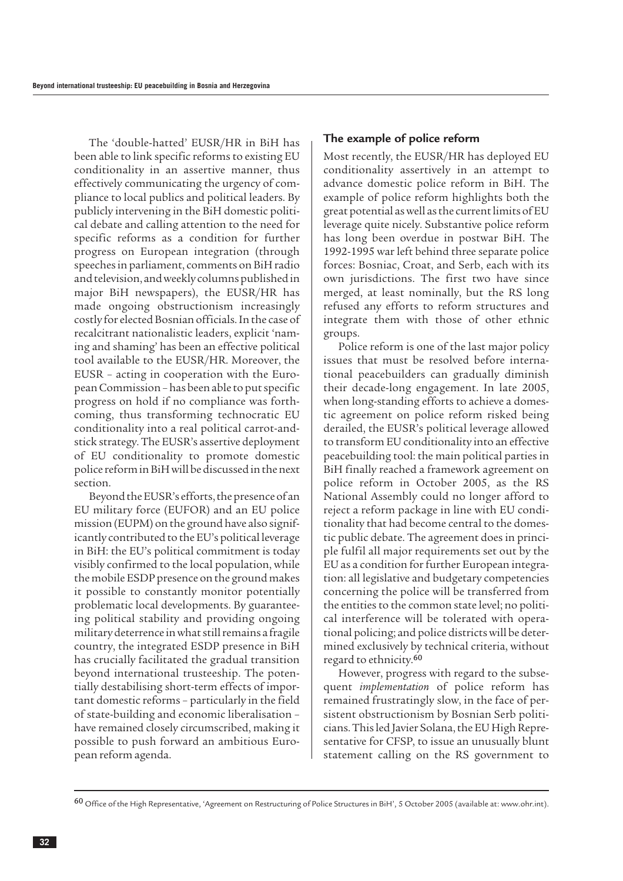The 'double-hatted' EUSR/HR in BiH has been able to link specific reforms to existing EU conditionality in an assertive manner, thus effectively communicating the urgency of compliance to local publics and political leaders. By publicly intervening in the BiH domestic political debate and calling attention to the need for specific reforms as a condition for further progress on European integration (through speeches in parliament, comments on BiH radio and television, and weekly columns published in major BiH newspapers), the EUSR/HR has made ongoing obstructionism increasingly costly for elected Bosnian officials. In the case of recalcitrant nationalistic leaders, explicit 'naming and shaming' has been an effective political tool available to the EUSR/HR. Moreover, the EUSR – acting in cooperation with the European Commission – has been able to put specific progress on hold if no compliance was forthcoming, thus transforming technocratic EU conditionality into a real political carrot-and-stick strategy. The EUSR's assertive deployment of EU conditionality to promote domestic police reform in BiH will be discussed in the next section.

Beyond the EUSR's efforts, the presence of an EU military force (EUFOR) and an EU police mission (EUPM) on the ground have also significantly contributed to the EU's political leverage in BiH: the EU's political commitment is today visibly confirmed to the local population, while the mobile ESDP presence on the ground makes it possible to constantly monitor potentially problematic local developments. By guaranteeing political stability and providing ongoing military deterrence in what still remains a fragile country, the integrated ESDP presence in BiH has crucially facilitated the gradual transition beyond international trusteeship. The potentially destabilising short-term effects of important domestic reforms – particularly in the field of state-building and economic liberalisation – have remained closely circumscribed, making it possible to push forward an ambitious European reform agenda.

### The example of police reform

Most recently, the EUSR/HR has deployed EU conditionality assertively in an attempt to advance domestic police reform in BiH. The example of police reform highlights both the great potential as well as the current limits of EU leverage quite nicely. Substantive police reform has long been overdue in postwar BiH. The 1992-1995 war left behind three separate police forces: Bosniac, Croat, and Serb, each with its own jurisdictions. The first two have since merged, at least nominally, but the RS long refused any efforts to reform structures and integrate them with those of other ethnic groups.

Police reform is one of the last major policy issues that must be resolved before international peacebuilders can gradually diminish their decade-long engagement. In late 2005, when long-standing efforts to achieve a domestic agreement on police reform risked being derailed, the EUSR's political leverage allowed to transform EU conditionality into an effective peacebuilding tool: the main political parties in BiH finally reached a framework agreement on police reform in October 2005, as the RS National Assembly could no longer afford to reject a reform package in line with EU conditionality that had become central to the domestic public debate. The agreement does in principle fulfil all major requirements set out by the EU as a condition for further European integration: all legislative and budgetary competencies concerning the police will be transferred from the entities to the common state level; no political interference will be tolerated with operational policing; and police districts will be determined exclusively by technical criteria, without regard to ethnicity.[60]

However, progress with regard to the subsequent *implementation* of police reform has remained frustratingly slow, in the face of persistent obstructionism by Bosnian Serb politicians. This led Javier Solana, the EU High Representative for CFSP, to issue an unusually blunt statement calling on the RS government to

---

[60] Office of the High Representative, 'Agreement on Restructuring of Police Structures in BiH', 5 October 2005 (available at: www.ohr.int).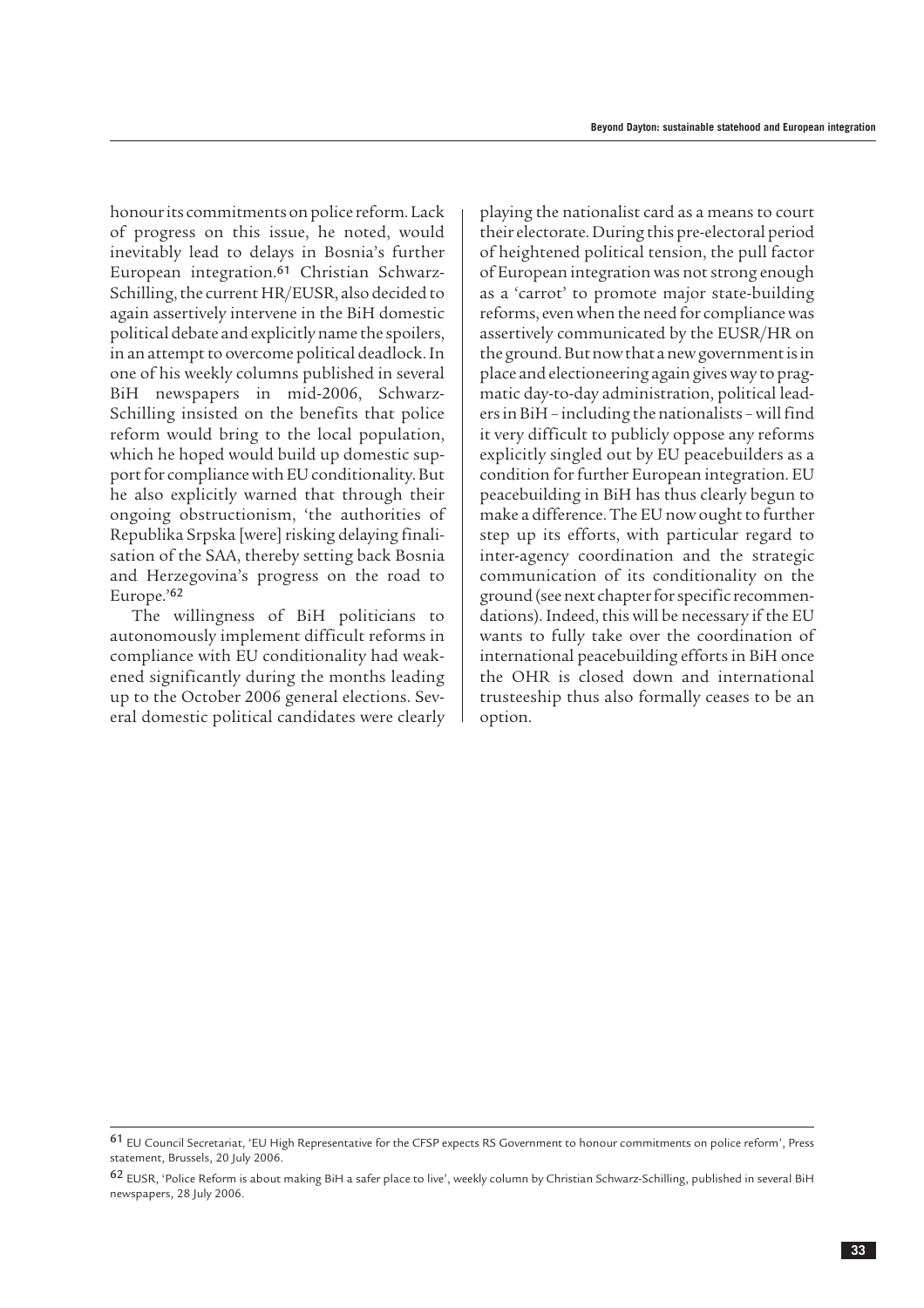honour its commitments on police reform. Lack of progress on this issue, he noted, would inevitably lead to delays in Bosnia's further European integration.[61] Christian Schwarz-Schilling, the current HR/EUSR, also decided to again assertively intervene in the BiH domestic political debate and explicitly name the spoilers, in an attempt to overcome political deadlock. In one of his weekly columns published in several BiH newspapers in mid-2006, Schwarz-Schilling insisted on the benefits that police reform would bring to the local population, which he hoped would build up domestic support for compliance with EU conditionality. But he also explicitly warned that through their ongoing obstructionism, 'the authorities of Republika Srpska [were] risking delaying finalisation of the SAA, thereby setting back Bosnia and Herzegovina's progress on the road to Europe.'[62]

The willingness of BiH politicians to autonomously implement difficult reforms in compliance with EU conditionality had weakened significantly during the months leading up to the October 2006 general elections. Several domestic political candidates were clearly playing the nationalist card as a means to court their electorate. During this pre-electoral period of heightened political tension, the pull factor of European integration was not strong enough as a 'carrot' to promote major state-building reforms, even when the need for compliance was assertively communicated by the EUSR/HR on the ground. But now that a new government is in place and electioneering again gives way to pragmatic day-to-day administration, political leaders in BiH – including the nationalists – will find it very difficult to publicly oppose any reforms explicitly singled out by EU peacebuilders as a condition for further European integration. EU peacebuilding in BiH has thus clearly begun to make a difference. The EU now ought to further step up its efforts, with particular regard to inter-agency coordination and the strategic communication of its conditionality on the ground (see next chapter for specific recommendations). Indeed, this will be necessary if the EU wants to fully take over the coordination of international peacebuilding efforts in BiH once the OHR is closed down and international trusteeship thus also formally ceases to be an option.

---

[61] EU Council Secretariat, 'EU High Representative for the CFSP expects RS Government to honour commitments on police reform', Press statement, Brussels, 20 July 2006.

[62] EUSR, 'Police Reform is about making BiH a safer place to live', weekly column by Christian Schwarz-Schilling, published in several BiH newspapers, 28 July 2006.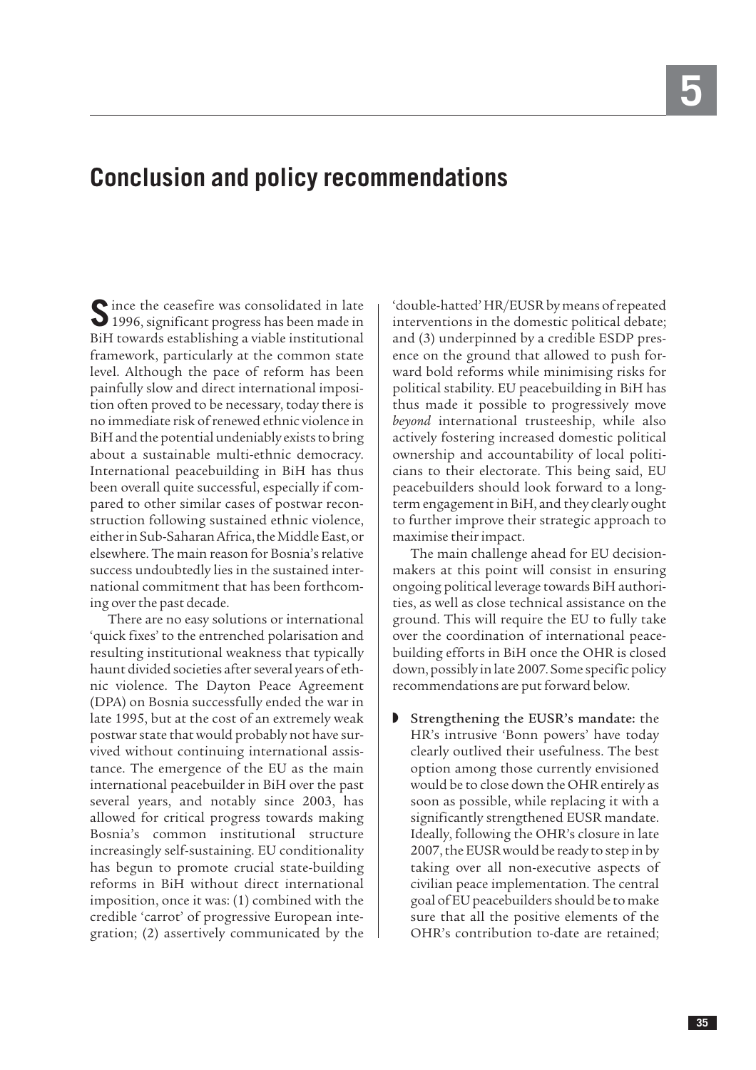# 5

## Conclusion and policy recommendations

Since the ceasefire was consolidated in late 1996, significant progress has been made in BiH towards establishing a viable institutional framework, particularly at the common state level. Although the pace of reform has been painfully slow and direct international imposition often proved to be necessary, today there is no immediate risk of renewed ethnic violence in BiH and the potential undeniably exists to bring about a sustainable multi-ethnic democracy. International peacebuilding in BiH has thus been overall quite successful, especially if compared to other similar cases of postwar reconstruction following sustained ethnic violence, either in Sub-Saharan Africa, the Middle East, or elsewhere. The main reason for Bosnia's relative success undoubtedly lies in the sustained international commitment that has been forthcoming over the past decade.

There are no easy solutions or international 'quick fixes' to the entrenched polarisation and resulting institutional weakness that typically haunt divided societies after several years of ethnic violence. The Dayton Peace Agreement (DPA) on Bosnia successfully ended the war in late 1995, but at the cost of an extremely weak postwar state that would probably not have survived without continuing international assistance. The emergence of the EU as the main international peacebuilder in BiH over the past several years, and notably since 2003, has allowed for critical progress towards making Bosnia's common institutional structure increasingly self-sustaining. EU conditionality has begun to promote crucial state-building reforms in BiH without direct international imposition, once it was: (1) combined with the credible 'carrot' of progressive European integration; (2) assertively communicated by the 'double-hatted' HR/EUSR by means of repeated interventions in the domestic political debate; and (3) underpinned by a credible ESDP presence on the ground that allowed to push forward bold reforms while minimising risks for political stability. EU peacebuilding in BiH has thus made it possible to progressively move *beyond* international trusteeship, while also actively fostering increased domestic political ownership and accountability of local politicians to their electorate. This being said, EU peacebuilders should look forward to a long-term engagement in BiH, and they clearly ought to further improve their strategic approach to maximise their impact.

The main challenge ahead for EU decision-makers at this point will consist in ensuring ongoing political leverage towards BiH authorities, as well as close technical assistance on the ground. This will require the EU to fully take over the coordination of international peacebuilding efforts in BiH once the OHR is closed down, possibly in late 2007. Some specific policy recommendations are put forward below.

- **Strengthening the EUSR's mandate:** the HR's intrusive 'Bonn powers' have today clearly outlived their usefulness. The best option among those currently envisioned would be to close down the OHR entirely as soon as possible, while replacing it with a significantly strengthened EUSR mandate. Ideally, following the OHR's closure in late 2007, the EUSR would be ready to step in by taking over all non-executive aspects of civilian peace implementation. The central goal of EU peacebuilders should be to make sure that all the positive elements of the OHR's contribution to-date are retained;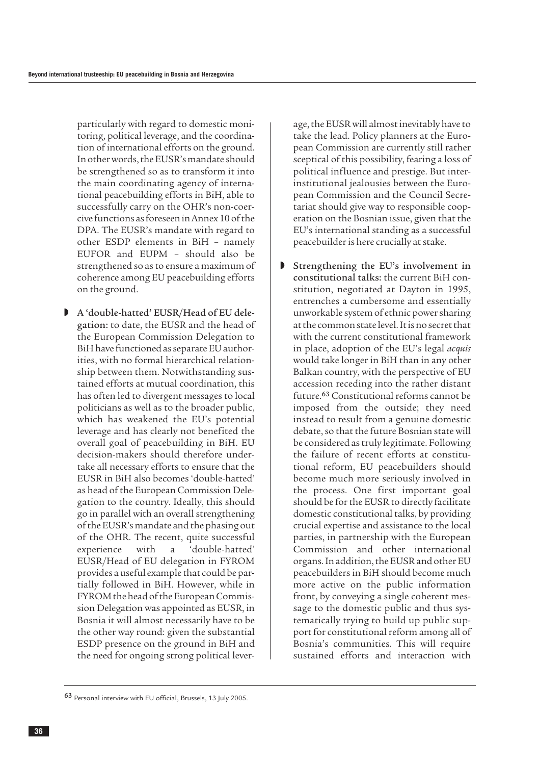particularly with regard to domestic monitoring, political leverage, and the coordination of international efforts on the ground. In other words, the EUSR's mandate should be strengthened so as to transform it into the main coordinating agency of international peacebuilding efforts in BiH, able to successfully carry on the OHR's non-coercive functions as foreseen in Annex 10 of the DPA. The EUSR's mandate with regard to other ESDP elements in BiH – namely EUFOR and EUPM – should also be strengthened so as to ensure a maximum of coherence among EU peacebuilding efforts on the ground.

- **A 'double-hatted' EUSR/Head of EU delegation:** to date, the EUSR and the head of the European Commission Delegation to BiH have functioned as separate EU authorities, with no formal hierarchical relationship between them. Notwithstanding sustained efforts at mutual coordination, this has often led to divergent messages to local politicians as well as to the broader public, which has weakened the EU's potential leverage and has clearly not benefited the overall goal of peacebuilding in BiH. EU decision-makers should therefore undertake all necessary efforts to ensure that the EUSR in BiH also becomes 'double-hatted' as head of the European Commission Delegation to the country. Ideally, this should go in parallel with an overall strengthening of the EUSR's mandate and the phasing out of the OHR. The recent, quite successful experience with a 'double-hatted' EUSR/Head of EU delegation in FYROM provides a useful example that could be partially followed in BiH. However, while in FYROM the head of the European Commission Delegation was appointed as EUSR, in Bosnia it will almost necessarily have to be the other way round: given the substantial ESDP presence on the ground in BiH and the need for ongoing strong political leverage, the EUSR will almost inevitably have to take the lead. Policy planners at the European Commission are currently still rather sceptical of this possibility, fearing a loss of political influence and prestige. But inter-institutional jealousies between the European Commission and the Council Secretariat should give way to responsible cooperation on the Bosnian issue, given that the EU's international standing as a successful peacebuilder is here crucially at stake.

- **Strengthening the EU's involvement in constitutional talks:** the current BiH constitution, negotiated at Dayton in 1995, entrenches a cumbersome and essentially unworkable system of ethnic power sharing at the common state level. It is no secret that with the current constitutional framework in place, adoption of the EU's legal *acquis* would take longer in BiH than in any other Balkan country, with the perspective of EU accession receding into the rather distant future.[63] Constitutional reforms cannot be imposed from the outside; they need instead to result from a genuine domestic debate, so that the future Bosnian state will be considered as truly legitimate. Following the failure of recent efforts at constitutional reform, EU peacebuilders should become much more seriously involved in the process. One first important goal should be for the EUSR to directly facilitate domestic constitutional talks, by providing crucial expertise and assistance to the local parties, in partnership with the European Commission and other international organs. In addition, the EUSR and other EU peacebuilders in BiH should become much more active on the public information front, by conveying a single coherent message to the domestic public and thus systematically trying to build up public support for constitutional reform among all of Bosnia's communities. This will require sustained efforts and interaction with

[63] Personal interview with EU official, Brussels, 13 July 2005.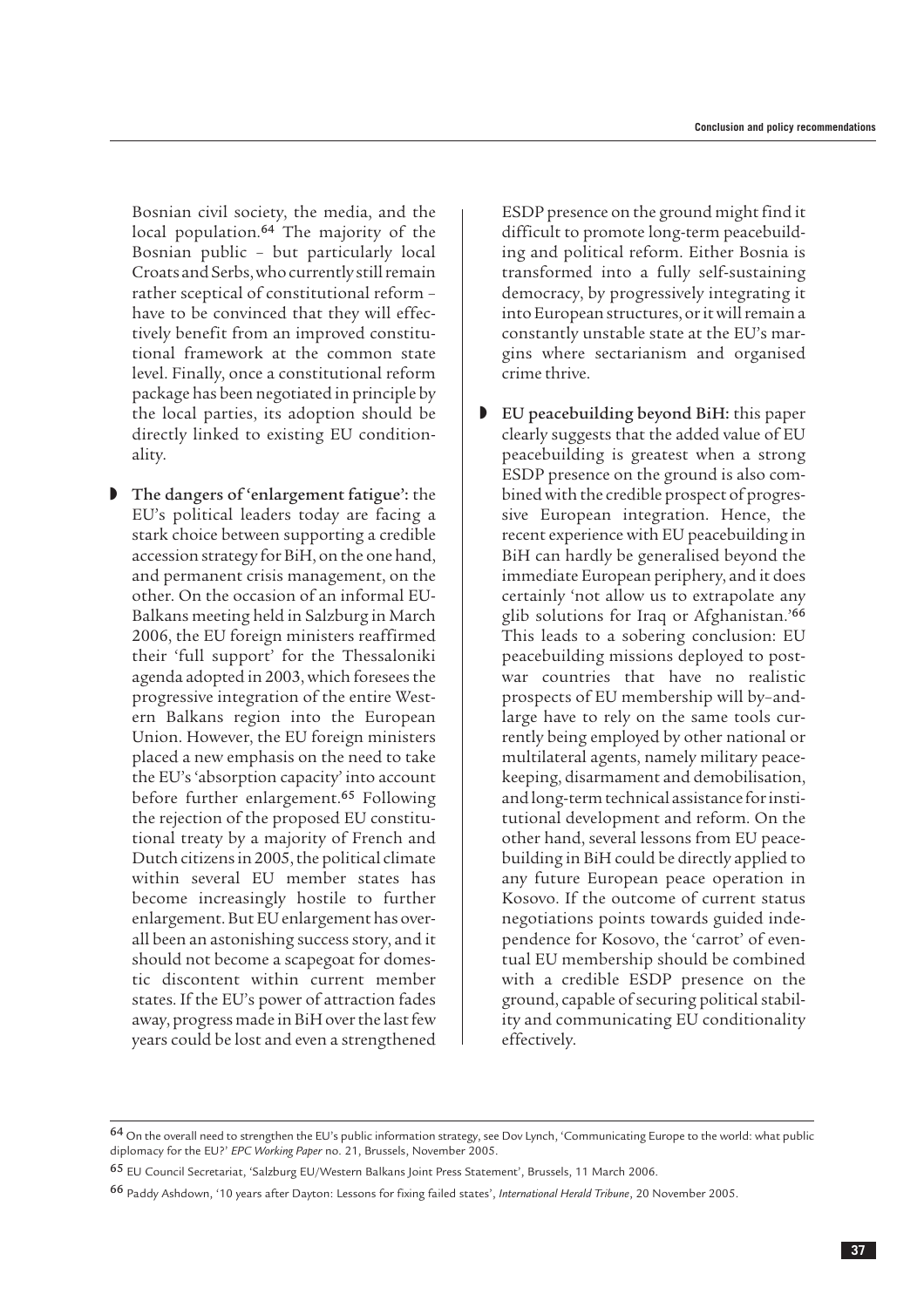Bosnian civil society, the media, and the local population.[64] The majority of the Bosnian public – but particularly local Croats and Serbs, who currently still remain rather sceptical of constitutional reform – have to be convinced that they will effectively benefit from an improved constitutional framework at the common state level. Finally, once a constitutional reform package has been negotiated in principle by the local parties, its adoption should be directly linked to existing EU conditionality.

- **The dangers of 'enlargement fatigue':** the EU's political leaders today are facing a stark choice between supporting a credible accession strategy for BiH, on the one hand, and permanent crisis management, on the other. On the occasion of an informal EU-Balkans meeting held in Salzburg in March 2006, the EU foreign ministers reaffirmed their 'full support' for the Thessaloniki agenda adopted in 2003, which foresees the progressive integration of the entire Western Balkans region into the European Union. However, the EU foreign ministers placed a new emphasis on the need to take the EU's 'absorption capacity' into account before further enlargement.[65] Following the rejection of the proposed EU constitutional treaty by a majority of French and Dutch citizens in 2005, the political climate within several EU member states has become increasingly hostile to further enlargement. But EU enlargement has overall been an astonishing success story, and it should not become a scapegoat for domestic discontent within current member states. If the EU's power of attraction fades away, progress made in BiH over the last few years could be lost and even a strengthened ESDP presence on the ground might find it difficult to promote long-term peacebuilding and political reform. Either Bosnia is transformed into a fully self-sustaining democracy, by progressively integrating it into European structures, or it will remain a constantly unstable state at the EU's margins where sectarianism and organised crime thrive.

- **EU peacebuilding beyond BiH:** this paper clearly suggests that the added value of EU peacebuilding is greatest when a strong ESDP presence on the ground is also combined with the credible prospect of progressive European integration. Hence, the recent experience with EU peacebuilding in BiH can hardly be generalised beyond the immediate European periphery, and it does certainly 'not allow us to extrapolate any glib solutions for Iraq or Afghanistan.'[66] This leads to a sobering conclusion: EU peacebuilding missions deployed to post-war countries that have no realistic prospects of EU membership will by-and-large have to rely on the same tools currently being employed by other national or multilateral agents, namely military peacekeeping, disarmament and demobilisation, and long-term technical assistance for institutional development and reform. On the other hand, several lessons from EU peacebuilding in BiH could be directly applied to any future European peace operation in Kosovo. If the outcome of current status negotiations points towards guided independence for Kosovo, the 'carrot' of eventual EU membership should be combined with a credible ESDP presence on the ground, capable of securing political stability and communicating EU conditionality effectively.

---

[64] On the overall need to strengthen the EU's public information strategy, see Dov Lynch, 'Communicating Europe to the world: what public diplomacy for the EU?' *EPC Working Paper* no. 21, Brussels, November 2005.

[65] EU Council Secretariat, 'Salzburg EU/Western Balkans Joint Press Statement', Brussels, 11 March 2006.

[66] Paddy Ashdown, '10 years after Dayton: Lessons for fixing failed states', *International Herald Tribune*, 20 November 2005.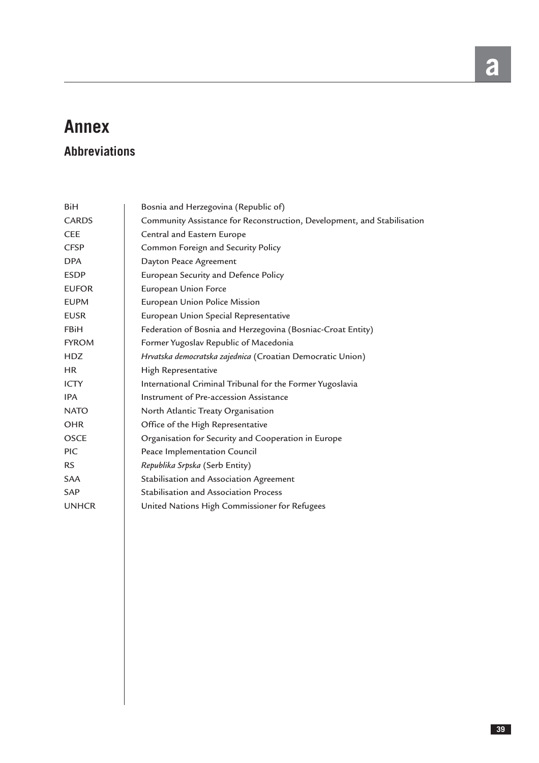# Annex

## Abbreviations

| | |
|---|---|
| BiH | Bosnia and Herzegovina (Republic of) |
| CARDS | Community Assistance for Reconstruction, Development, and Stabilisation |
| CEE | Central and Eastern Europe |
| CFSP | Common Foreign and Security Policy |
| DPA | Dayton Peace Agreement |
| ESDP | European Security and Defence Policy |
| EUFOR | European Union Force |
| EUPM | European Union Police Mission |
| EUSR | European Union Special Representative |
| FBiH | Federation of Bosnia and Herzegovina (Bosniac-Croat Entity) |
| FYROM | Former Yugoslav Republic of Macedonia |
| HDZ | *Hrvatska democratska zajednica* (Croatian Democratic Union) |
| HR | High Representative |
| ICTY | International Criminal Tribunal for the Former Yugoslavia |
| IPA | Instrument of Pre-accession Assistance |
| NATO | North Atlantic Treaty Organisation |
| OHR | Office of the High Representative |
| OSCE | Organisation for Security and Cooperation in Europe |
| PIC | Peace Implementation Council |
| RS | *Republika Srpska* (Serb Entity) |
| SAA | Stabilisation and Association Agreement |
| SAP | Stabilisation and Association Process |
| UNHCR | United Nations High Commissioner for Refugees |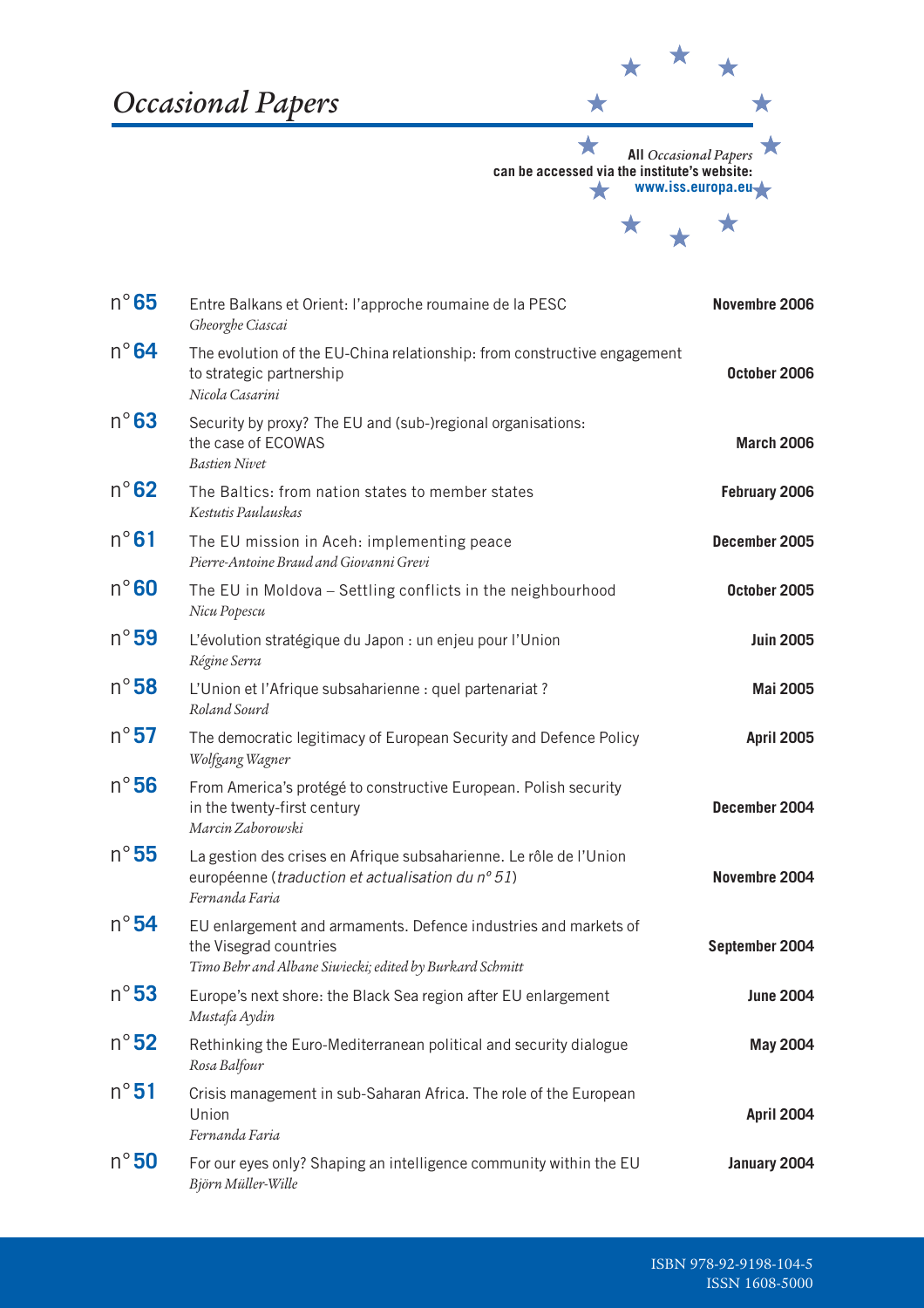# *Occasional Papers*

All *Occasional Papers* can be accessed via the institute's website: **www.iss.europa.eu**

| | | |
|---|---|---|
| n° **65** | Entre Balkans et Orient: l'approche roumaine de la PESC<br>*Gheorghe Ciascai* | **Novembre 2006** |
| n° **64** | The evolution of the EU-China relationship: from constructive engagement to strategic partnership<br>*Nicola Casarini* | **October 2006** |
| n° **63** | Security by proxy? The EU and (sub-)regional organisations: the case of ECOWAS<br>*Bastien Nivet* | **March 2006** |
| n° **62** | The Baltics: from nation states to member states<br>*Kestutis Paulauskas* | **February 2006** |
| n° **61** | The EU mission in Aceh: implementing peace<br>*Pierre-Antoine Braud and Giovanni Grevi* | **December 2005** |
| n° **60** | The EU in Moldova – Settling conflicts in the neighbourhood<br>*Nicu Popescu* | **October 2005** |
| n° **59** | L'évolution stratégique du Japon : un enjeu pour l'Union<br>*Régine Serra* | **Juin 2005** |
| n° **58** | L'Union et l'Afrique subsaharienne : quel partenariat ?<br>*Roland Sourd* | **Mai 2005** |
| n° **57** | The democratic legitimacy of European Security and Defence Policy<br>*Wolfgang Wagner* | **April 2005** |
| n° **56** | From America's protégé to constructive European. Polish security in the twenty-first century<br>*Marcin Zaborowski* | **December 2004** |
| n° **55** | La gestion des crises en Afrique subsaharienne. Le rôle de l'Union européenne (*traduction et actualisation du n° 51*)<br>*Fernanda Faria* | **Novembre 2004** |
| n° **54** | EU enlargement and armaments. Defence industries and markets of the Visegrad countries<br>*Timo Behr and Albane Siwiecki; edited by Burkard Schmitt* | **September 2004** |
| n° **53** | Europe's next shore: the Black Sea region after EU enlargement<br>*Mustafa Aydin* | **June 2004** |
| n° **52** | Rethinking the Euro-Mediterranean political and security dialogue<br>*Rosa Balfour* | **May 2004** |
| n° **51** | Crisis management in sub-Saharan Africa. The role of the European Union<br>*Fernanda Faria* | **April 2004** |
| n° **50** | For our eyes only? Shaping an intelligence community within the EU<br>*Björn Müller-Wille* | **January 2004** |

ISBN 978-92-9198-104-5
ISSN 1608-5000